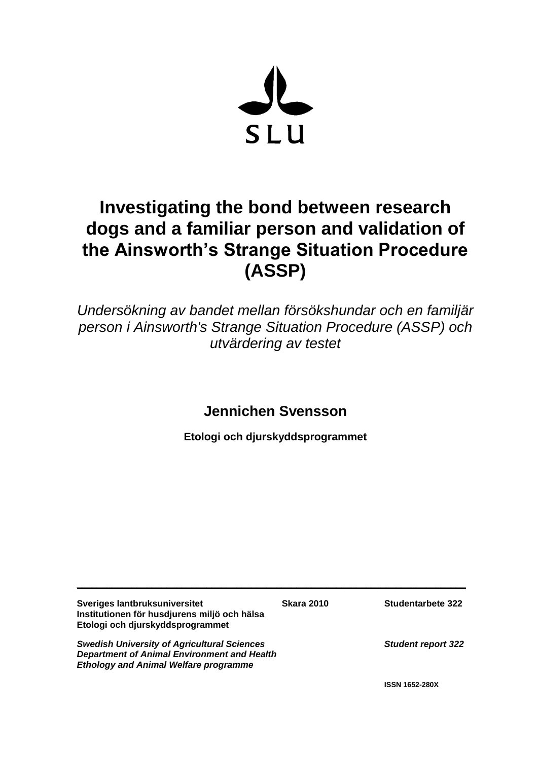SLU

# Investigating the bond between research dogs and a familiar person and validation of the Ainsworth's Strange Situation Procedure (ASSP)

*Undersökning av bandet mellan försökshundar och en familjär person i Ainsworth's Strange Situation Procedure (ASSP) och utvärdering av testet*

**Jennichen Svensson**

**Etologi och djurskyddsprogrammet**

---

**Sveriges lantbruksuniversitet** **Skara 2010** **Studentarbete 322**
**Institutionen för husdjurens miljö och hälsa**
**Etologi och djurskyddsprogrammet**

***Swedish University of Agricultural Sciences*** ***Student report 322***
***Department of Animal Environment and Health***
***Ethology and Animal Welfare programme***

**ISSN 1652-280X**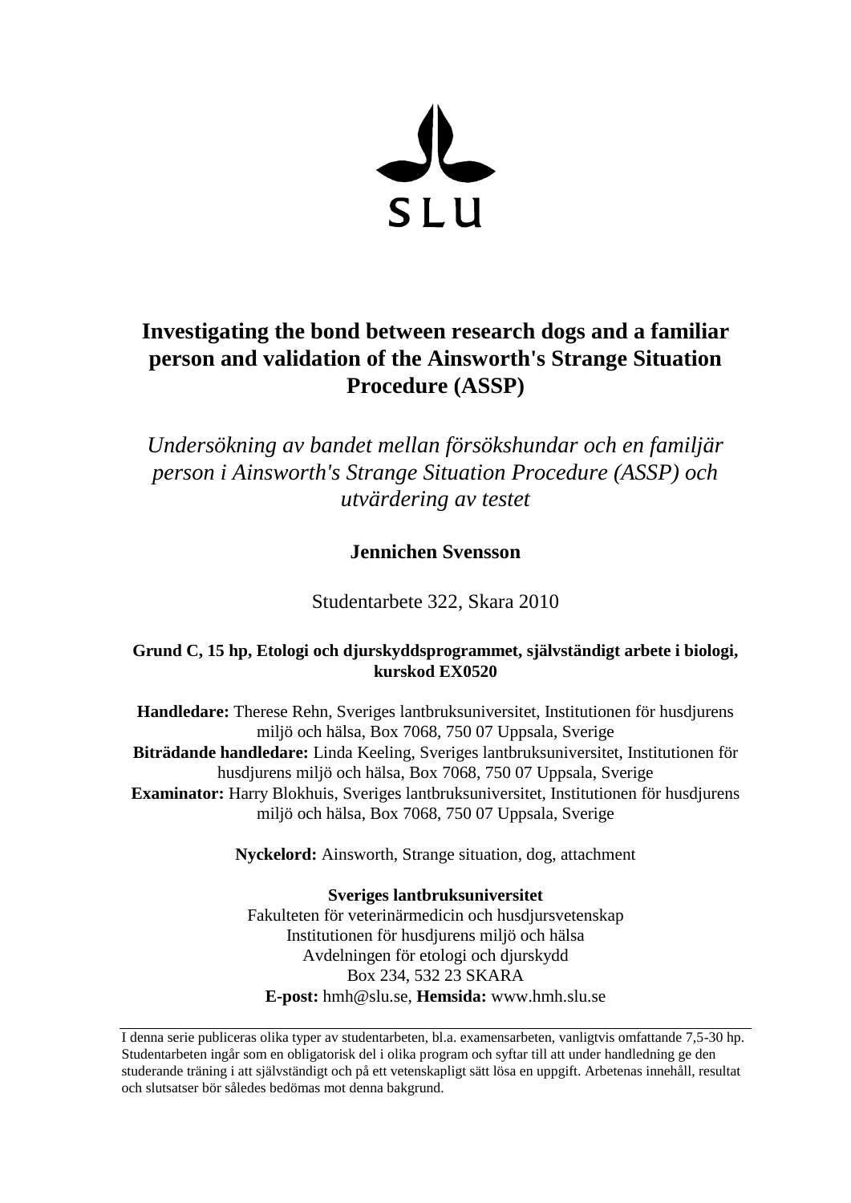SLU

# Investigating the bond between research dogs and a familiar person and validation of the Ainsworth's Strange Situation Procedure (ASSP)

*Undersökning av bandet mellan försökshundar och en familjär person i Ainsworth's Strange Situation Procedure (ASSP) och utvärdering av testet*

**Jennichen Svensson**

Studentarbete 322, Skara 2010

**Grund C, 15 hp, Etologi och djurskyddsprogrammet, självständigt arbete i biologi, kurskod EX0520**

**Handledare:** Therese Rehn, Sveriges lantbruksuniversitet, Institutionen för husdjurens miljö och hälsa, Box 7068, 750 07 Uppsala, Sverige
**Biträdande handledare:** Linda Keeling, Sveriges lantbruksuniversitet, Institutionen för husdjurens miljö och hälsa, Box 7068, 750 07 Uppsala, Sverige
**Examinator:** Harry Blokhuis, Sveriges lantbruksuniversitet, Institutionen för husdjurens miljö och hälsa, Box 7068, 750 07 Uppsala, Sverige

**Nyckelord:** Ainsworth, Strange situation, dog, attachment

**Sveriges lantbruksuniversitet**
Fakulteten för veterinärmedicin och husdjursvetenskap
Institutionen för husdjurens miljö och hälsa
Avdelningen för etologi och djurskydd
Box 234, 532 23 SKARA
**E-post:** hmh@slu.se, **Hemsida:** www.hmh.slu.se

---

I denna serie publiceras olika typer av studentarbeten, bl.a. examensarbeten, vanligtvis omfattande 7,5-30 hp. Studentarbeten ingår som en obligatorisk del i olika program och syftar till att under handledning ge den studerande träning i att självständigt och på ett vetenskapligt sätt lösa en uppgift. Arbetenas innehåll, resultat och slutsatser bör således bedömas mot denna bakgrund.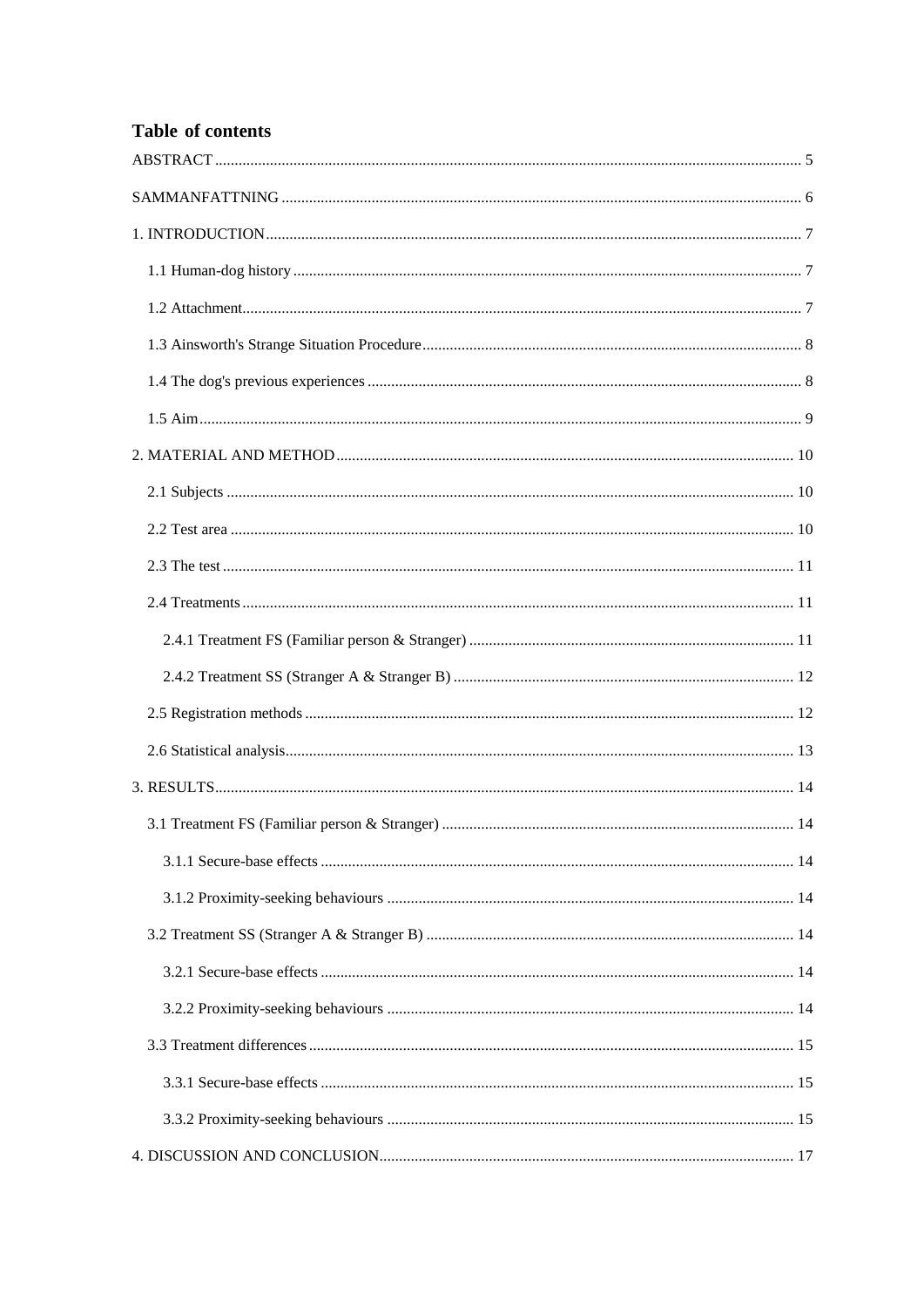**Table of contents**

ABSTRACT ........................................................................................................................................ 5

SAMMANFATTNING ...................................................................................................................... 6

1. INTRODUCTION ........................................................................................................................... 7

  1.1 Human-dog history .................................................................................................................... 7

  1.2 Attachment ................................................................................................................................. 7

  1.3 Ainsworth's Strange Situation Procedure ................................................................................... 8

  1.4 The dog's previous experiences ................................................................................................. 8

  1.5 Aim ............................................................................................................................................ 9

2. MATERIAL AND METHOD ...................................................................................................... 10

  2.1 Subjects ................................................................................................................................... 10

  2.2 Test area .................................................................................................................................. 10

  2.3 The test .................................................................................................................................... 11

  2.4 Treatments ............................................................................................................................... 11

    2.4.1 Treatment FS (Familiar person & Stranger) ..................................................................... 11

    2.4.2 Treatment SS (Stranger A & Stranger B) .......................................................................... 12

  2.5 Registration methods ............................................................................................................... 12

  2.6 Statistical analysis .................................................................................................................... 13

3. RESULTS ..................................................................................................................................... 14

  3.1 Treatment FS (Familiar person & Stranger) ............................................................................ 14

    3.1.1 Secure-base effects ........................................................................................................... 14

    3.1.2 Proximity-seeking behaviours .......................................................................................... 14

  3.2 Treatment SS (Stranger A & Stranger B) ................................................................................ 14

    3.2.1 Secure-base effects ........................................................................................................... 14

    3.2.2 Proximity-seeking behaviours .......................................................................................... 14

  3.3 Treatment differences .............................................................................................................. 15

    3.3.1 Secure-base effects ........................................................................................................... 15

    3.3.2 Proximity-seeking behaviours .......................................................................................... 15

4. DISCUSSION AND CONCLUSION ............................................................................................ 17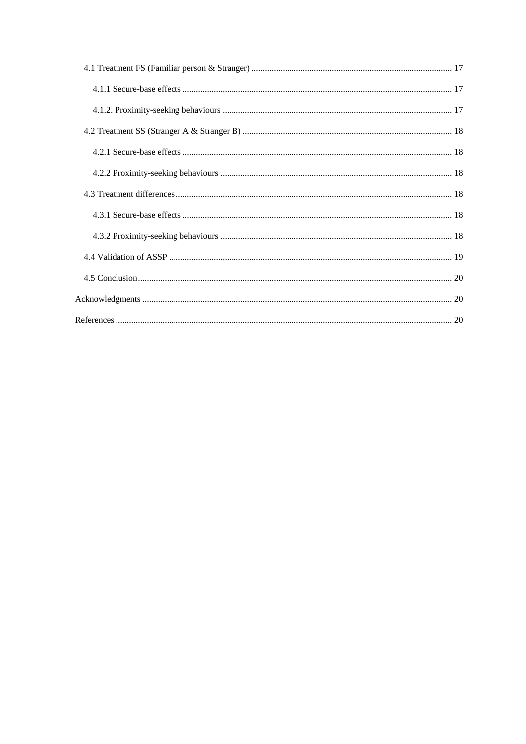4.1 Treatment FS (Familiar person & Stranger) .......... 17

4.1.1 Secure-base effects .......... 17

4.1.2. Proximity-seeking behaviours .......... 17

4.2 Treatment SS (Stranger A & Stranger B) .......... 18

4.2.1 Secure-base effects .......... 18

4.2.2 Proximity-seeking behaviours .......... 18

4.3 Treatment differences .......... 18

4.3.1 Secure-base effects .......... 18

4.3.2 Proximity-seeking behaviours .......... 18

4.4 Validation of ASSP .......... 19

4.5 Conclusion .......... 20

Acknowledgments .......... 20

References .......... 20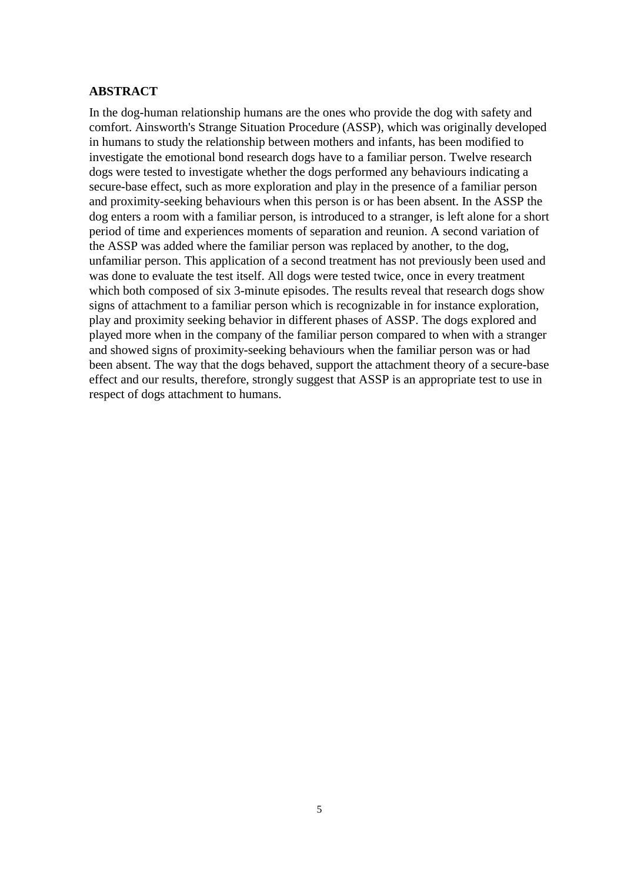## ABSTRACT

In the dog-human relationship humans are the ones who provide the dog with safety and comfort. Ainsworth's Strange Situation Procedure (ASSP), which was originally developed in humans to study the relationship between mothers and infants, has been modified to investigate the emotional bond research dogs have to a familiar person. Twelve research dogs were tested to investigate whether the dogs performed any behaviours indicating a secure-base effect, such as more exploration and play in the presence of a familiar person and proximity-seeking behaviours when this person is or has been absent. In the ASSP the dog enters a room with a familiar person, is introduced to a stranger, is left alone for a short period of time and experiences moments of separation and reunion. A second variation of the ASSP was added where the familiar person was replaced by another, to the dog, unfamiliar person. This application of a second treatment has not previously been used and was done to evaluate the test itself. All dogs were tested twice, once in every treatment which both composed of six 3-minute episodes. The results reveal that research dogs show signs of attachment to a familiar person which is recognizable in for instance exploration, play and proximity seeking behavior in different phases of ASSP. The dogs explored and played more when in the company of the familiar person compared to when with a stranger and showed signs of proximity-seeking behaviours when the familiar person was or had been absent. The way that the dogs behaved, support the attachment theory of a secure-base effect and our results, therefore, strongly suggest that ASSP is an appropriate test to use in respect of dogs attachment to humans.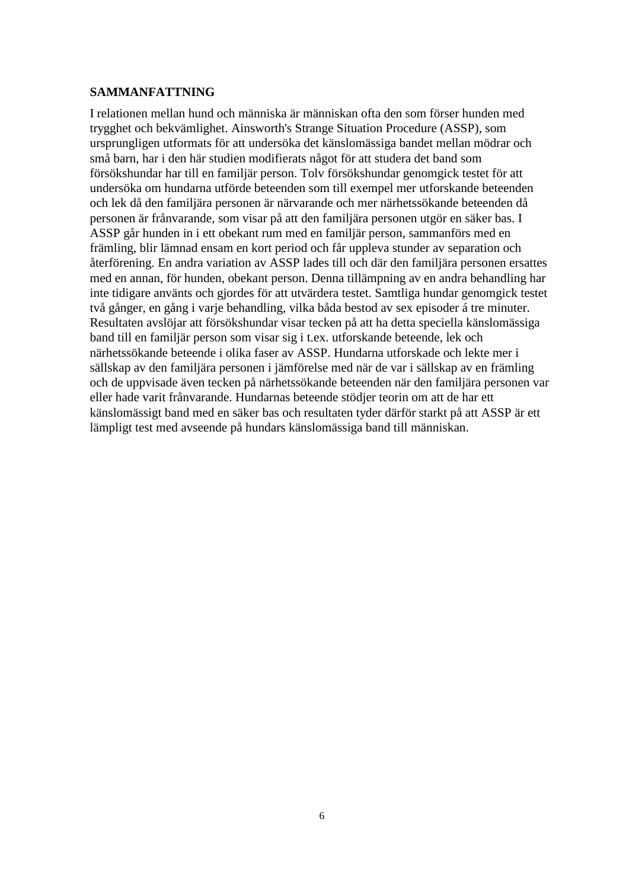## SAMMANFATTNING

I relationen mellan hund och människa är människan ofta den som förser hunden med trygghet och bekvämlighet. Ainsworth's Strange Situation Procedure (ASSP), som ursprungligen utformats för att undersöka det känslomässiga bandet mellan mödrar och små barn, har i den här studien modifierats något för att studera det band som försökshundar har till en familjär person. Tolv försökshundar genomgick testet för att undersöka om hundarna utförde beteenden som till exempel mer utforskande beteenden och lek då den familjära personen är närvarande och mer närhetssökande beteenden då personen är frånvarande, som visar på att den familjära personen utgör en säker bas. I ASSP går hunden in i ett obekant rum med en familjär person, sammanförs med en främling, blir lämnad ensam en kort period och får uppleva stunder av separation och återförening. En andra variation av ASSP lades till och där den familjära personen ersattes med en annan, för hunden, obekant person. Denna tillämpning av en andra behandling har inte tidigare använts och gjordes för att utvärdera testet. Samtliga hundar genomgick testet två gånger, en gång i varje behandling, vilka båda bestod av sex episoder á tre minuter. Resultaten avslöjar att försökshundar visar tecken på att ha detta speciella känslomässiga band till en familjär person som visar sig i t.ex. utforskande beteende, lek och närhetssökande beteende i olika faser av ASSP. Hundarna utforskade och lekte mer i sällskap av den familjära personen i jämförelse med när de var i sällskap av en främling och de uppvisade även tecken på närhetssökande beteenden när den familjära personen var eller hade varit frånvarande. Hundarnas beteende stödjer teorin om att de har ett känslomässigt band med en säker bas och resultaten tyder därför starkt på att ASSP är ett lämpligt test med avseende på hundars känslomässiga band till människan.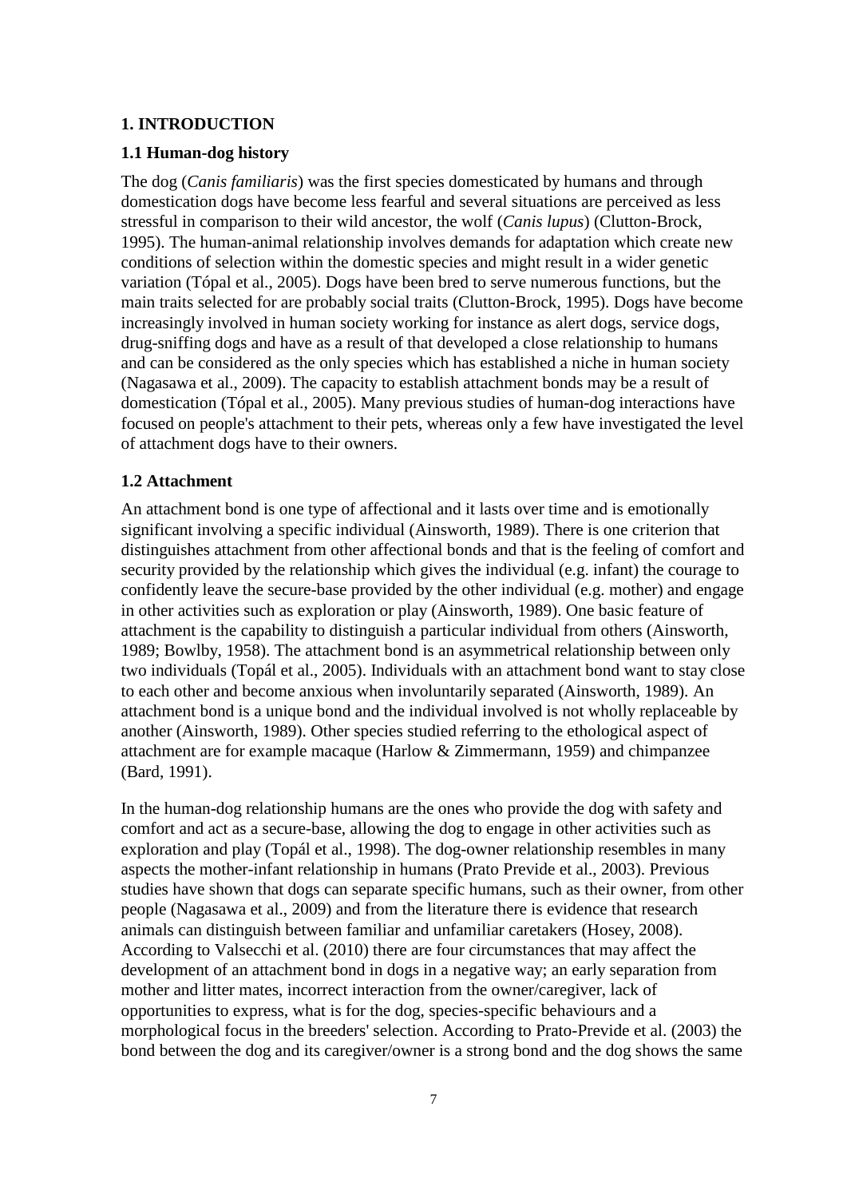# 1. INTRODUCTION

## 1.1 Human-dog history

The dog (*Canis familiaris*) was the first species domesticated by humans and through domestication dogs have become less fearful and several situations are perceived as less stressful in comparison to their wild ancestor, the wolf (*Canis lupus*) (Clutton-Brock, 1995). The human-animal relationship involves demands for adaptation which create new conditions of selection within the domestic species and might result in a wider genetic variation (Tópal et al., 2005). Dogs have been bred to serve numerous functions, but the main traits selected for are probably social traits (Clutton-Brock, 1995). Dogs have become increasingly involved in human society working for instance as alert dogs, service dogs, drug-sniffing dogs and have as a result of that developed a close relationship to humans and can be considered as the only species which has established a niche in human society (Nagasawa et al., 2009). The capacity to establish attachment bonds may be a result of domestication (Tópal et al., 2005). Many previous studies of human-dog interactions have focused on people's attachment to their pets, whereas only a few have investigated the level of attachment dogs have to their owners.

## 1.2 Attachment

An attachment bond is one type of affectional and it lasts over time and is emotionally significant involving a specific individual (Ainsworth, 1989). There is one criterion that distinguishes attachment from other affectional bonds and that is the feeling of comfort and security provided by the relationship which gives the individual (e.g. infant) the courage to confidently leave the secure-base provided by the other individual (e.g. mother) and engage in other activities such as exploration or play (Ainsworth, 1989). One basic feature of attachment is the capability to distinguish a particular individual from others (Ainsworth, 1989; Bowlby, 1958). The attachment bond is an asymmetrical relationship between only two individuals (Topál et al., 2005). Individuals with an attachment bond want to stay close to each other and become anxious when involuntarily separated (Ainsworth, 1989). An attachment bond is a unique bond and the individual involved is not wholly replaceable by another (Ainsworth, 1989). Other species studied referring to the ethological aspect of attachment are for example macaque (Harlow & Zimmermann, 1959) and chimpanzee (Bard, 1991).

In the human-dog relationship humans are the ones who provide the dog with safety and comfort and act as a secure-base, allowing the dog to engage in other activities such as exploration and play (Topál et al., 1998). The dog-owner relationship resembles in many aspects the mother-infant relationship in humans (Prato Previde et al., 2003). Previous studies have shown that dogs can separate specific humans, such as their owner, from other people (Nagasawa et al., 2009) and from the literature there is evidence that research animals can distinguish between familiar and unfamiliar caretakers (Hosey, 2008). According to Valsecchi et al. (2010) there are four circumstances that may affect the development of an attachment bond in dogs in a negative way; an early separation from mother and litter mates, incorrect interaction from the owner/caregiver, lack of opportunities to express, what is for the dog, species-specific behaviours and a morphological focus in the breeders' selection. According to Prato-Previde et al. (2003) the bond between the dog and its caregiver/owner is a strong bond and the dog shows the same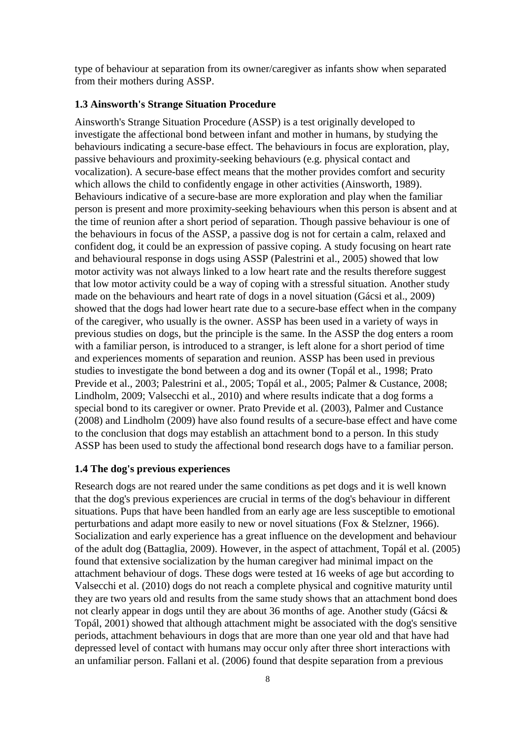type of behaviour at separation from its owner/caregiver as infants show when separated from their mothers during ASSP.

### 1.3 Ainsworth's Strange Situation Procedure

Ainsworth's Strange Situation Procedure (ASSP) is a test originally developed to investigate the affectional bond between infant and mother in humans, by studying the behaviours indicating a secure-base effect. The behaviours in focus are exploration, play, passive behaviours and proximity-seeking behaviours (e.g. physical contact and vocalization). A secure-base effect means that the mother provides comfort and security which allows the child to confidently engage in other activities (Ainsworth, 1989). Behaviours indicative of a secure-base are more exploration and play when the familiar person is present and more proximity-seeking behaviours when this person is absent and at the time of reunion after a short period of separation. Though passive behaviour is one of the behaviours in focus of the ASSP, a passive dog is not for certain a calm, relaxed and confident dog, it could be an expression of passive coping. A study focusing on heart rate and behavioural response in dogs using ASSP (Palestrini et al., 2005) showed that low motor activity was not always linked to a low heart rate and the results therefore suggest that low motor activity could be a way of coping with a stressful situation. Another study made on the behaviours and heart rate of dogs in a novel situation (Gácsi et al., 2009) showed that the dogs had lower heart rate due to a secure-base effect when in the company of the caregiver, who usually is the owner. ASSP has been used in a variety of ways in previous studies on dogs, but the principle is the same. In the ASSP the dog enters a room with a familiar person, is introduced to a stranger, is left alone for a short period of time and experiences moments of separation and reunion. ASSP has been used in previous studies to investigate the bond between a dog and its owner (Topál et al., 1998; Prato Previde et al., 2003; Palestrini et al., 2005; Topál et al., 2005; Palmer & Custance, 2008; Lindholm, 2009; Valsecchi et al., 2010) and where results indicate that a dog forms a special bond to its caregiver or owner. Prato Previde et al. (2003), Palmer and Custance (2008) and Lindholm (2009) have also found results of a secure-base effect and have come to the conclusion that dogs may establish an attachment bond to a person. In this study ASSP has been used to study the affectional bond research dogs have to a familiar person.

### 1.4 The dog's previous experiences

Research dogs are not reared under the same conditions as pet dogs and it is well known that the dog's previous experiences are crucial in terms of the dog's behaviour in different situations. Pups that have been handled from an early age are less susceptible to emotional perturbations and adapt more easily to new or novel situations (Fox & Stelzner, 1966). Socialization and early experience has a great influence on the development and behaviour of the adult dog (Battaglia, 2009). However, in the aspect of attachment, Topál et al. (2005) found that extensive socialization by the human caregiver had minimal impact on the attachment behaviour of dogs. These dogs were tested at 16 weeks of age but according to Valsecchi et al. (2010) dogs do not reach a complete physical and cognitive maturity until they are two years old and results from the same study shows that an attachment bond does not clearly appear in dogs until they are about 36 months of age. Another study (Gácsi & Topál, 2001) showed that although attachment might be associated with the dog's sensitive periods, attachment behaviours in dogs that are more than one year old and that have had depressed level of contact with humans may occur only after three short interactions with an unfamiliar person. Fallani et al. (2006) found that despite separation from a previous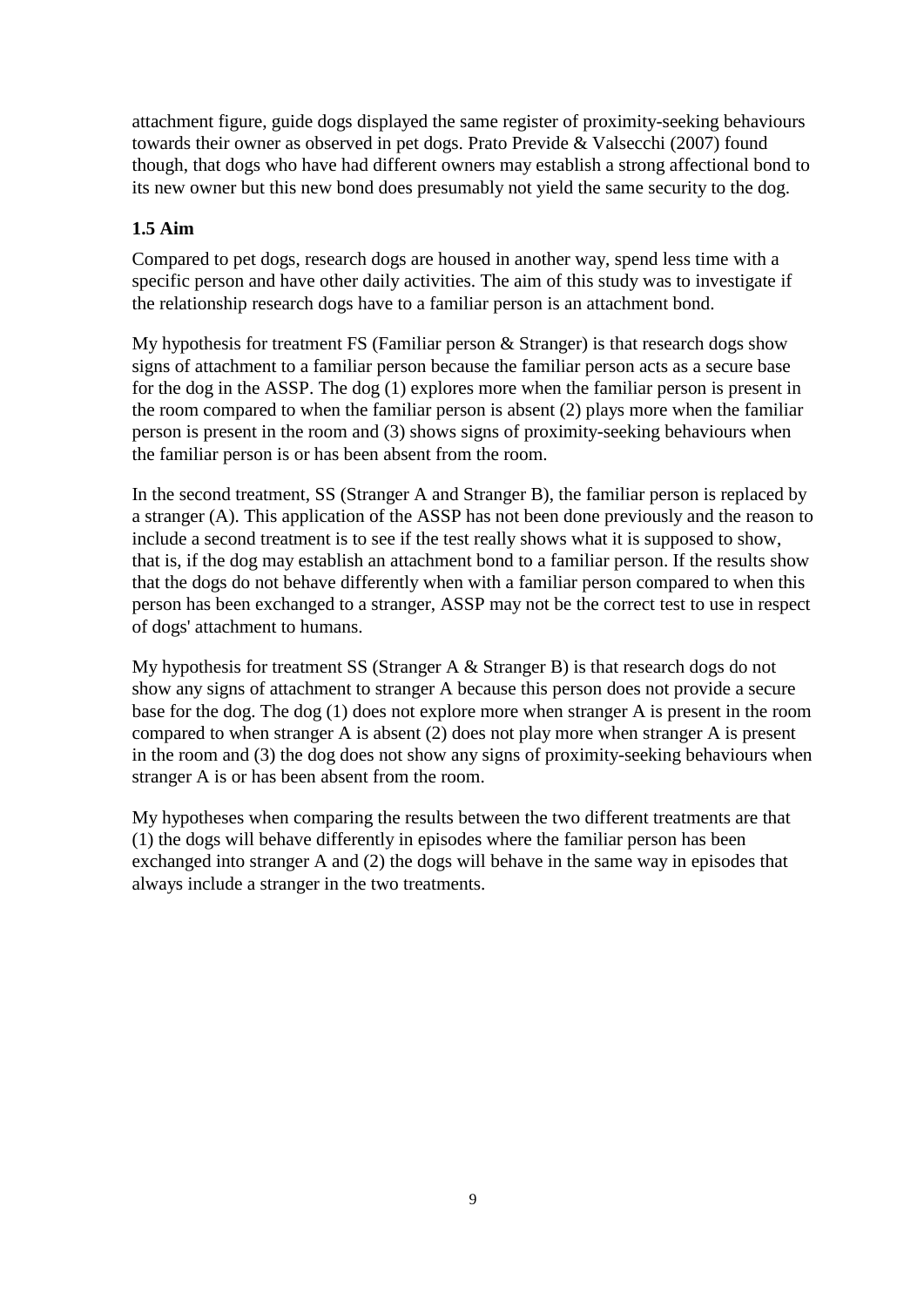attachment figure, guide dogs displayed the same register of proximity-seeking behaviours towards their owner as observed in pet dogs. Prato Previde & Valsecchi (2007) found though, that dogs who have had different owners may establish a strong affectional bond to its new owner but this new bond does presumably not yield the same security to the dog.

### 1.5 Aim

Compared to pet dogs, research dogs are housed in another way, spend less time with a specific person and have other daily activities. The aim of this study was to investigate if the relationship research dogs have to a familiar person is an attachment bond.

My hypothesis for treatment FS (Familiar person & Stranger) is that research dogs show signs of attachment to a familiar person because the familiar person acts as a secure base for the dog in the ASSP. The dog (1) explores more when the familiar person is present in the room compared to when the familiar person is absent (2) plays more when the familiar person is present in the room and (3) shows signs of proximity-seeking behaviours when the familiar person is or has been absent from the room.

In the second treatment, SS (Stranger A and Stranger B), the familiar person is replaced by a stranger (A). This application of the ASSP has not been done previously and the reason to include a second treatment is to see if the test really shows what it is supposed to show, that is, if the dog may establish an attachment bond to a familiar person. If the results show that the dogs do not behave differently when with a familiar person compared to when this person has been exchanged to a stranger, ASSP may not be the correct test to use in respect of dogs' attachment to humans.

My hypothesis for treatment SS (Stranger A & Stranger B) is that research dogs do not show any signs of attachment to stranger A because this person does not provide a secure base for the dog. The dog (1) does not explore more when stranger A is present in the room compared to when stranger A is absent (2) does not play more when stranger A is present in the room and (3) the dog does not show any signs of proximity-seeking behaviours when stranger A is or has been absent from the room.

My hypotheses when comparing the results between the two different treatments are that (1) the dogs will behave differently in episodes where the familiar person has been exchanged into stranger A and (2) the dogs will behave in the same way in episodes that always include a stranger in the two treatments.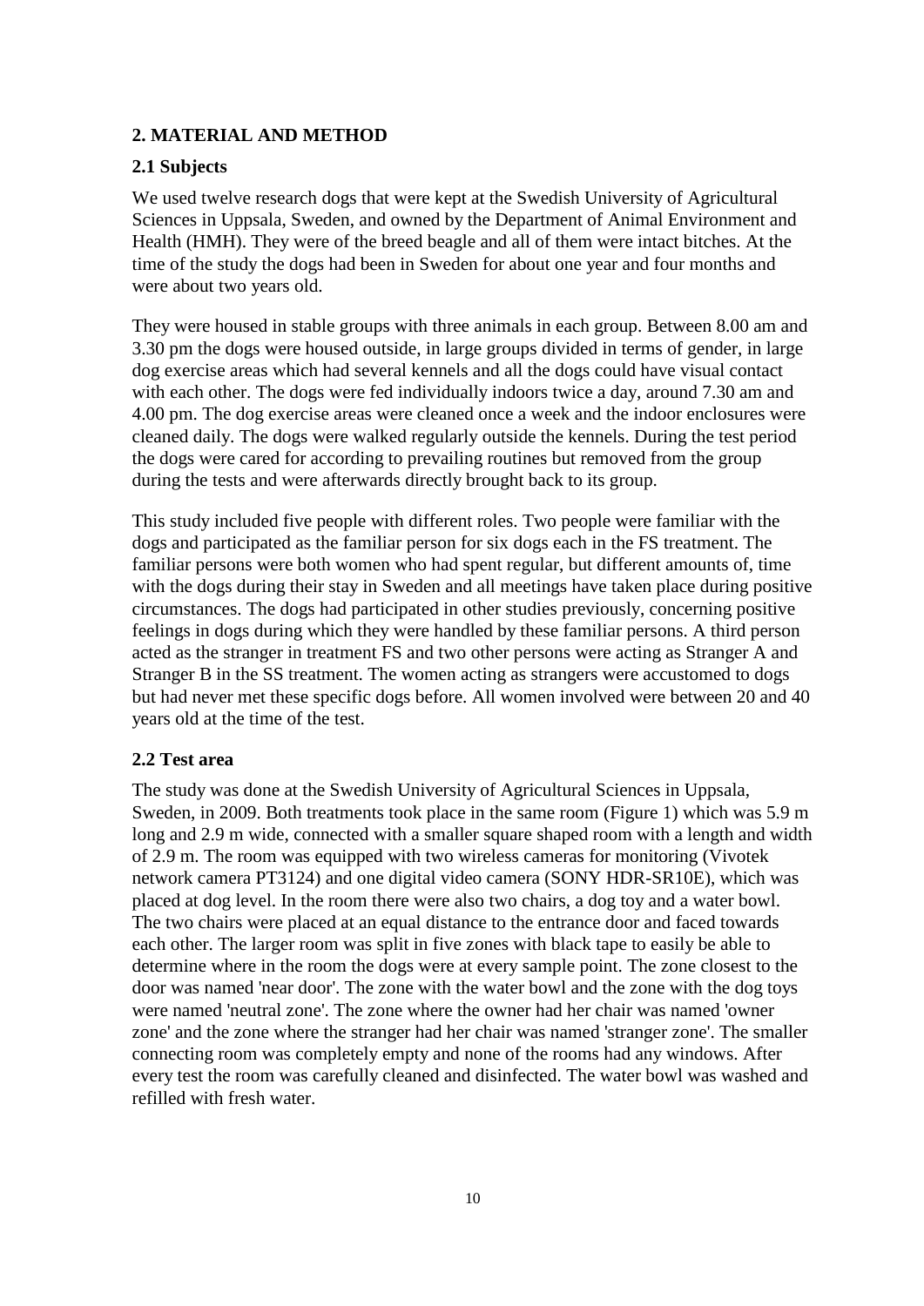## 2. MATERIAL AND METHOD

### 2.1 Subjects

We used twelve research dogs that were kept at the Swedish University of Agricultural Sciences in Uppsala, Sweden, and owned by the Department of Animal Environment and Health (HMH). They were of the breed beagle and all of them were intact bitches. At the time of the study the dogs had been in Sweden for about one year and four months and were about two years old.

They were housed in stable groups with three animals in each group. Between 8.00 am and 3.30 pm the dogs were housed outside, in large groups divided in terms of gender, in large dog exercise areas which had several kennels and all the dogs could have visual contact with each other. The dogs were fed individually indoors twice a day, around 7.30 am and 4.00 pm. The dog exercise areas were cleaned once a week and the indoor enclosures were cleaned daily. The dogs were walked regularly outside the kennels. During the test period the dogs were cared for according to prevailing routines but removed from the group during the tests and were afterwards directly brought back to its group.

This study included five people with different roles. Two people were familiar with the dogs and participated as the familiar person for six dogs each in the FS treatment. The familiar persons were both women who had spent regular, but different amounts of, time with the dogs during their stay in Sweden and all meetings have taken place during positive circumstances. The dogs had participated in other studies previously, concerning positive feelings in dogs during which they were handled by these familiar persons. A third person acted as the stranger in treatment FS and two other persons were acting as Stranger A and Stranger B in the SS treatment. The women acting as strangers were accustomed to dogs but had never met these specific dogs before. All women involved were between 20 and 40 years old at the time of the test.

### 2.2 Test area

The study was done at the Swedish University of Agricultural Sciences in Uppsala, Sweden, in 2009. Both treatments took place in the same room (Figure 1) which was 5.9 m long and 2.9 m wide, connected with a smaller square shaped room with a length and width of 2.9 m. The room was equipped with two wireless cameras for monitoring (Vivotek network camera PT3124) and one digital video camera (SONY HDR-SR10E), which was placed at dog level. In the room there were also two chairs, a dog toy and a water bowl. The two chairs were placed at an equal distance to the entrance door and faced towards each other. The larger room was split in five zones with black tape to easily be able to determine where in the room the dogs were at every sample point. The zone closest to the door was named 'near door'. The zone with the water bowl and the zone with the dog toys were named 'neutral zone'. The zone where the owner had her chair was named 'owner zone' and the zone where the stranger had her chair was named 'stranger zone'. The smaller connecting room was completely empty and none of the rooms had any windows. After every test the room was carefully cleaned and disinfected. The water bowl was washed and refilled with fresh water.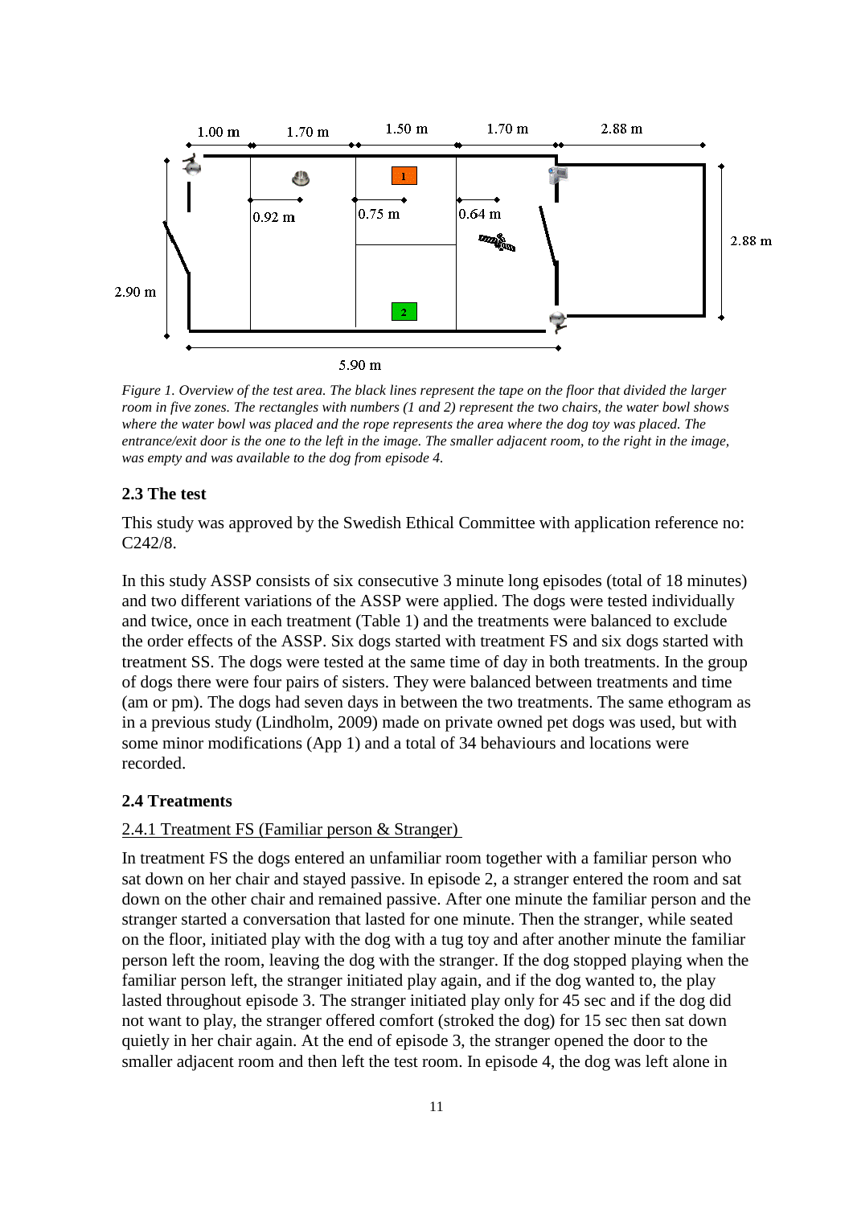*Figure 1. Overview of the test area. The black lines represent the tape on the floor that divided the larger room in five zones. The rectangles with numbers (1 and 2) represent the two chairs, the water bowl shows where the water bowl was placed and the rope represents the area where the dog toy was placed. The entrance/exit door is the one to the left in the image. The smaller adjacent room, to the right in the image, was empty and was available to the dog from episode 4.*

### 2.3 The test

This study was approved by the Swedish Ethical Committee with application reference no: C242/8.

In this study ASSP consists of six consecutive 3 minute long episodes (total of 18 minutes) and two different variations of the ASSP were applied. The dogs were tested individually and twice, once in each treatment (Table 1) and the treatments were balanced to exclude the order effects of the ASSP. Six dogs started with treatment FS and six dogs started with treatment SS. The dogs were tested at the same time of day in both treatments. In the group of dogs there were four pairs of sisters. They were balanced between treatments and time (am or pm). The dogs had seven days in between the two treatments. The same ethogram as in a previous study (Lindholm, 2009) made on private owned pet dogs was used, but with some minor modifications (App 1) and a total of 34 behaviours and locations were recorded.

### 2.4 Treatments

#### 2.4.1 Treatment FS (Familiar person & Stranger)

In treatment FS the dogs entered an unfamiliar room together with a familiar person who sat down on her chair and stayed passive. In episode 2, a stranger entered the room and sat down on the other chair and remained passive. After one minute the familiar person and the stranger started a conversation that lasted for one minute. Then the stranger, while seated on the floor, initiated play with the dog with a tug toy and after another minute the familiar person left the room, leaving the dog with the stranger. If the dog stopped playing when the familiar person left, the stranger initiated play again, and if the dog wanted to, the play lasted throughout episode 3. The stranger initiated play only for 45 sec and if the dog did not want to play, the stranger offered comfort (stroked the dog) for 15 sec then sat down quietly in her chair again. At the end of episode 3, the stranger opened the door to the smaller adjacent room and then left the test room. In episode 4, the dog was left alone in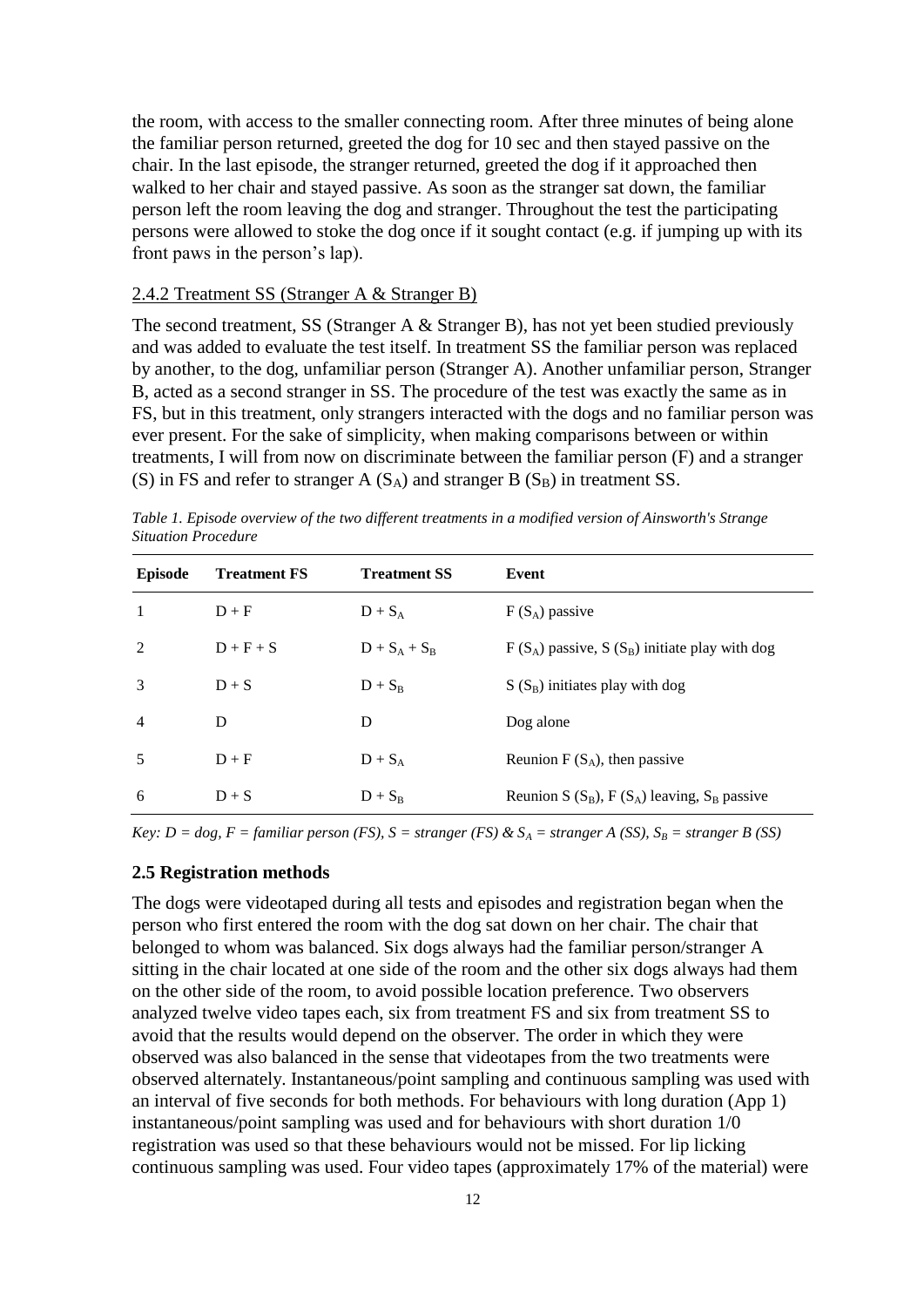the room, with access to the smaller connecting room. After three minutes of being alone the familiar person returned, greeted the dog for 10 sec and then stayed passive on the chair. In the last episode, the stranger returned, greeted the dog if it approached then walked to her chair and stayed passive. As soon as the stranger sat down, the familiar person left the room leaving the dog and stranger. Throughout the test the participating persons were allowed to stoke the dog once if it sought contact (e.g. if jumping up with its front paws in the person's lap).

### 2.4.2 Treatment SS (Stranger A & Stranger B)

The second treatment, SS (Stranger A & Stranger B), has not yet been studied previously and was added to evaluate the test itself. In treatment SS the familiar person was replaced by another, to the dog, unfamiliar person (Stranger A). Another unfamiliar person, Stranger B, acted as a second stranger in SS. The procedure of the test was exactly the same as in FS, but in this treatment, only strangers interacted with the dogs and no familiar person was ever present. For the sake of simplicity, when making comparisons between or within treatments, I will from now on discriminate between the familiar person (F) and a stranger (S) in FS and refer to stranger A ($S_A$) and stranger B ($S_B$) in treatment SS.

*Table 1. Episode overview of the two different treatments in a modified version of Ainsworth's Strange Situation Procedure*

| Episode | Treatment FS | Treatment SS | Event |
|---|---|---|---|
| 1 | D + F | D + $S_A$ | F ($S_A$) passive |
| 2 | D + F + S | D + $S_A$ + $S_B$ | F ($S_A$) passive, S ($S_B$) initiate play with dog |
| 3 | D + S | D + $S_B$ | S ($S_B$) initiates play with dog |
| 4 | D | D | Dog alone |
| 5 | D + F | D + $S_A$ | Reunion F ($S_A$), then passive |
| 6 | D + S | D + $S_B$ | Reunion S ($S_B$), F ($S_A$) leaving, $S_B$ passive |

*Key: D = dog, F = familiar person (FS), S = stranger (FS) & $S_A$ = stranger A (SS), $S_B$ = stranger B (SS)*

### 2.5 Registration methods

The dogs were videotaped during all tests and episodes and registration began when the person who first entered the room with the dog sat down on her chair. The chair that belonged to whom was balanced. Six dogs always had the familiar person/stranger A sitting in the chair located at one side of the room and the other six dogs always had them on the other side of the room, to avoid possible location preference. Two observers analyzed twelve video tapes each, six from treatment FS and six from treatment SS to avoid that the results would depend on the observer. The order in which they were observed was also balanced in the sense that videotapes from the two treatments were observed alternately. Instantaneous/point sampling and continuous sampling was used with an interval of five seconds for both methods. For behaviours with long duration (App 1) instantaneous/point sampling was used and for behaviours with short duration 1/0 registration was used so that these behaviours would not be missed. For lip licking continuous sampling was used. Four video tapes (approximately 17% of the material) were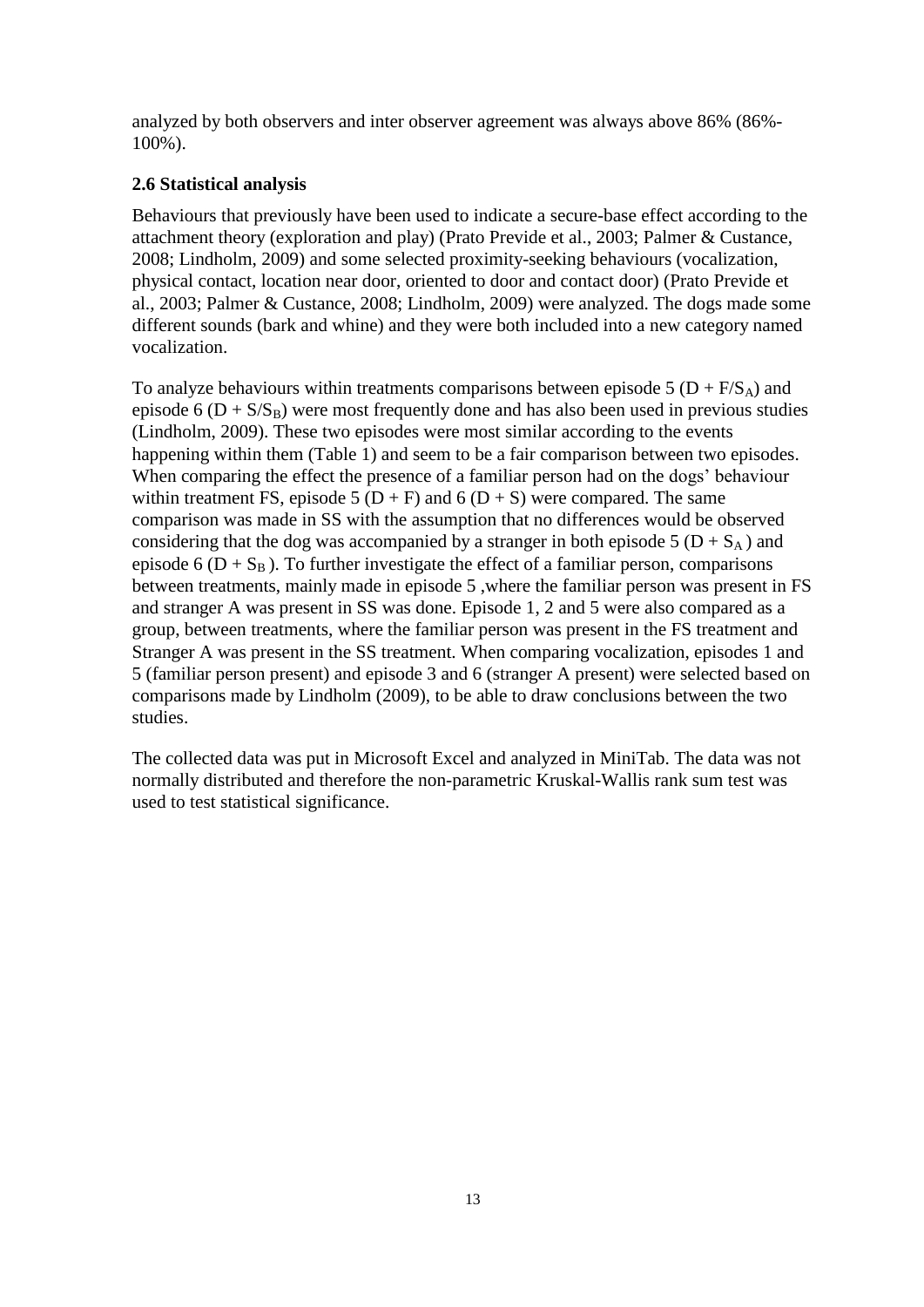analyzed by both observers and inter observer agreement was always above 86% (86%-100%).

### 2.6 Statistical analysis

Behaviours that previously have been used to indicate a secure-base effect according to the attachment theory (exploration and play) (Prato Previde et al., 2003; Palmer & Custance, 2008; Lindholm, 2009) and some selected proximity-seeking behaviours (vocalization, physical contact, location near door, oriented to door and contact door) (Prato Previde et al., 2003; Palmer & Custance, 2008; Lindholm, 2009) were analyzed. The dogs made some different sounds (bark and whine) and they were both included into a new category named vocalization.

To analyze behaviours within treatments comparisons between episode 5 ($D + F/S_A$) and episode 6 ($D + S/S_B$) were most frequently done and has also been used in previous studies (Lindholm, 2009). These two episodes were most similar according to the events happening within them (Table 1) and seem to be a fair comparison between two episodes. When comparing the effect the presence of a familiar person had on the dogs' behaviour within treatment FS, episode 5 ($D + F$) and 6 ($D + S$) were compared. The same comparison was made in SS with the assumption that no differences would be observed considering that the dog was accompanied by a stranger in both episode 5 ($D + S_A$) and episode 6 ($D + S_B$). To further investigate the effect of a familiar person, comparisons between treatments, mainly made in episode 5 ,where the familiar person was present in FS and stranger A was present in SS was done. Episode 1, 2 and 5 were also compared as a group, between treatments, where the familiar person was present in the FS treatment and Stranger A was present in the SS treatment. When comparing vocalization, episodes 1 and 5 (familiar person present) and episode 3 and 6 (stranger A present) were selected based on comparisons made by Lindholm (2009), to be able to draw conclusions between the two studies.

The collected data was put in Microsoft Excel and analyzed in MiniTab. The data was not normally distributed and therefore the non-parametric Kruskal-Wallis rank sum test was used to test statistical significance.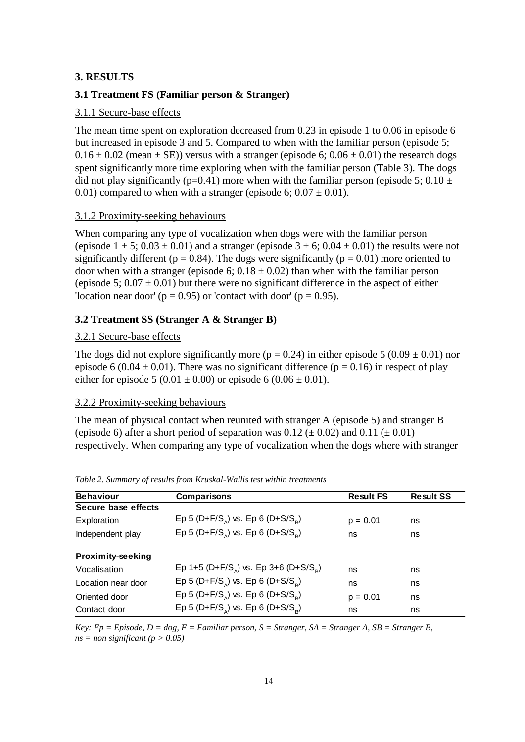# 3. RESULTS

## 3.1 Treatment FS (Familiar person & Stranger)

### 3.1.1 Secure-base effects

The mean time spent on exploration decreased from 0.23 in episode 1 to 0.06 in episode 6 but increased in episode 3 and 5. Compared to when with the familiar person (episode 5; $0.16 \pm 0.02$ (mean $\pm$ SE)) versus with a stranger (episode 6; $0.06 \pm 0.01$) the research dogs spent significantly more time exploring when with the familiar person (Table 3). The dogs did not play significantly ($p=0.41$) more when with the familiar person (episode 5; $0.10 \pm 0.01$) compared to when with a stranger (episode 6; $0.07 \pm 0.01$).

### 3.1.2 Proximity-seeking behaviours

When comparing any type of vocalization when dogs were with the familiar person (episode 1 + 5; $0.03 \pm 0.01$) and a stranger (episode 3 + 6; $0.04 \pm 0.01$) the results were not significantly different ($p = 0.84$). The dogs were significantly ($p = 0.01$) more oriented to door when with a stranger (episode 6; $0.18 \pm 0.02$) than when with the familiar person (episode 5; $0.07 \pm 0.01$) but there were no significant difference in the aspect of either 'location near door' ($p = 0.95$) or 'contact with door' ($p = 0.95$).

## 3.2 Treatment SS (Stranger A & Stranger B)

### 3.2.1 Secure-base effects

The dogs did not explore significantly more ($p = 0.24$) in either episode 5 ($0.09 \pm 0.01$) nor episode 6 ($0.04 \pm 0.01$). There was no significant difference ($p = 0.16$) in respect of play either for episode 5 ($0.01 \pm 0.00$) or episode 6 ($0.06 \pm 0.01$).

### 3.2.2 Proximity-seeking behaviours

The mean of physical contact when reunited with stranger A (episode 5) and stranger B (episode 6) after a short period of separation was 0.12 ($\pm$ 0.02) and 0.11 ($\pm$ 0.01) respectively. When comparing any type of vocalization when the dogs where with stranger

*Table 2. Summary of results from Kruskal-Wallis test within treatments*

| Behaviour | Comparisons | Result FS | Result SS |
|---|---|---|---|
| **Secure base effects** | | | |
| Exploration | Ep 5 (D+F/$S_A$) vs. Ep 6 (D+S/$S_B$) | $p = 0.01$ | ns |
| Independent play | Ep 5 (D+F/$S_A$) vs. Ep 6 (D+S/$S_B$) | ns | ns |
| **Proximity-seeking** | | | |
| Vocalisation | Ep 1+5 (D+F/$S_A$) vs. Ep 3+6 (D+S/$S_B$) | ns | ns |
| Location near door | Ep 5 (D+F/$S_A$) vs. Ep 6 (D+S/$S_B$) | ns | ns |
| Oriented door | Ep 5 (D+F/$S_A$) vs. Ep 6 (D+S/$S_B$) | $p = 0.01$ | ns |
| Contact door | Ep 5 (D+F/$S_A$) vs. Ep 6 (D+S/$S_B$) | ns | ns |

*Key: Ep = Episode, D = dog, F = Familiar person, S = Stranger, SA = Stranger A, SB = Stranger B, ns = non significant ($p > 0.05$)*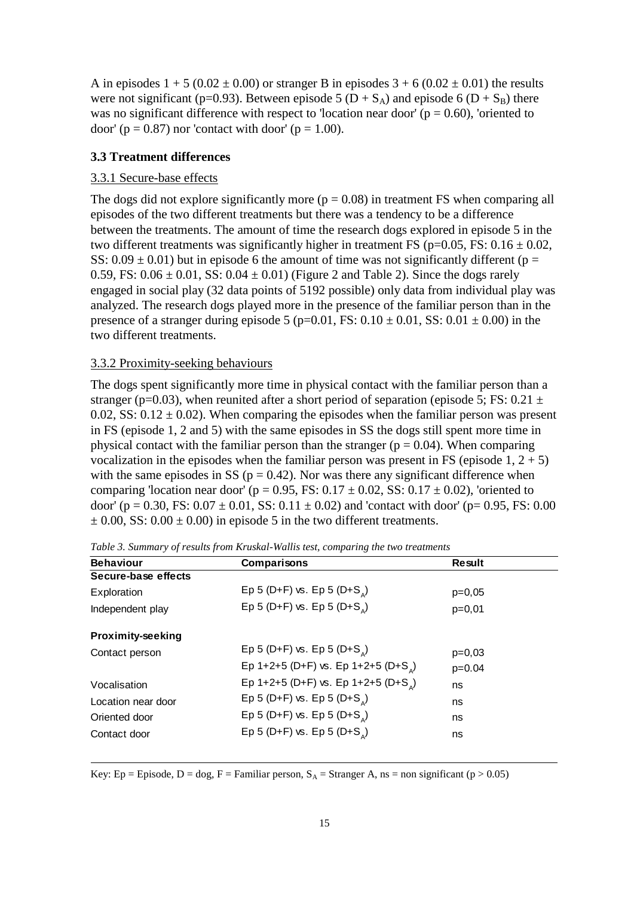A in episodes 1 + 5 (0.02 ± 0.00) or stranger B in episodes 3 + 6 (0.02 ± 0.01) the results were not significant (p=0.93). Between episode 5 (D + $S_A$) and episode 6 (D + $S_B$) there was no significant difference with respect to 'location near door' (p = 0.60), 'oriented to door' (p = 0.87) nor 'contact with door' (p = 1.00).

### 3.3 Treatment differences

#### 3.3.1 Secure-base effects

The dogs did not explore significantly more (p = 0.08) in treatment FS when comparing all episodes of the two different treatments but there was a tendency to be a difference between the treatments. The amount of time the research dogs explored in episode 5 in the two different treatments was significantly higher in treatment FS (p=0.05, FS: 0.16 ± 0.02, SS: 0.09 ± 0.01) but in episode 6 the amount of time was not significantly different (p = 0.59, FS: 0.06 ± 0.01, SS: 0.04 ± 0.01) (Figure 2 and Table 2). Since the dogs rarely engaged in social play (32 data points of 5192 possible) only data from individual play was analyzed. The research dogs played more in the presence of the familiar person than in the presence of a stranger during episode 5 (p=0.01, FS: 0.10 ± 0.01, SS: 0.01 ± 0.00) in the two different treatments.

#### 3.3.2 Proximity-seeking behaviours

The dogs spent significantly more time in physical contact with the familiar person than a stranger (p=0.03), when reunited after a short period of separation (episode 5; FS: 0.21 ± 0.02, SS: 0.12 ± 0.02). When comparing the episodes when the familiar person was present in FS (episode 1, 2 and 5) with the same episodes in SS the dogs still spent more time in physical contact with the familiar person than the stranger (p = 0.04). When comparing vocalization in the episodes when the familiar person was present in FS (episode 1, 2 + 5) with the same episodes in SS (p = 0.42). Nor was there any significant difference when comparing 'location near door' (p = 0.95, FS: 0.17 ± 0.02, SS: 0.17 ± 0.02), 'oriented to door' (p = 0.30, FS: 0.07 ± 0.01, SS: 0.11 ± 0.02) and 'contact with door' (p= 0.95, FS: 0.00 ± 0.00, SS: 0.00 ± 0.00) in episode 5 in the two different treatments.

*Table 3. Summary of results from Kruskal-Wallis test, comparing the two treatments*

| Behaviour | Comparisons | Result |
|---|---|---|
| **Secure-base effects** | | |
| Exploration | Ep 5 (D+F) vs. Ep 5 (D+$S_A$) | p=0,05 |
| Independent play | Ep 5 (D+F) vs. Ep 5 (D+$S_A$) | p=0,01 |
| **Proximity-seeking** | | |
| Contact person | Ep 5 (D+F) vs. Ep 5 (D+$S_A$) | p=0,03 |
| | Ep 1+2+5 (D+F) vs. Ep 1+2+5 (D+$S_A$) | p=0.04 |
| Vocalisation | Ep 1+2+5 (D+F) vs. Ep 1+2+5 (D+$S_A$) | ns |
| Location near door | Ep 5 (D+F) vs. Ep 5 (D+$S_A$) | ns |
| Oriented door | Ep 5 (D+F) vs. Ep 5 (D+$S_A$) | ns |
| Contact door | Ep 5 (D+F) vs. Ep 5 (D+$S_A$) | ns |

Key: Ep = Episode, D = dog, F = Familiar person, $S_A$ = Stranger A, ns = non significant (p > 0.05)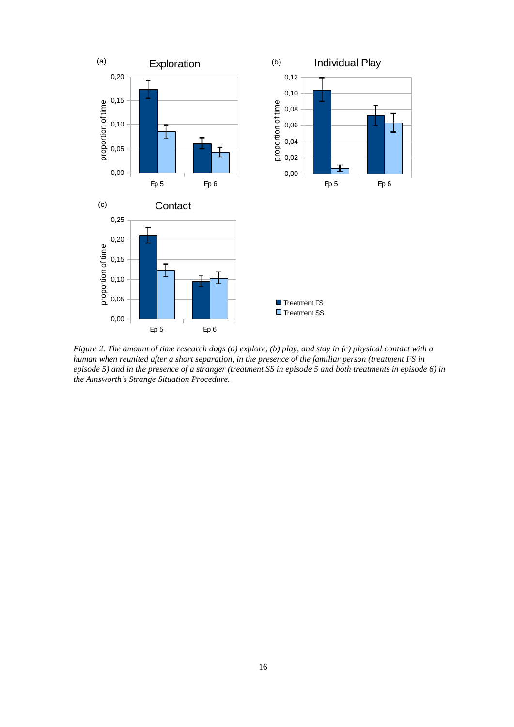*Figure 2. The amount of time research dogs (a) explore, (b) play, and stay in (c) physical contact with a human when reunited after a short separation, in the presence of the familiar person (treatment FS in episode 5) and in the presence of a stranger (treatment SS in episode 5 and both treatments in episode 6) in the Ainsworth's Strange Situation Procedure.*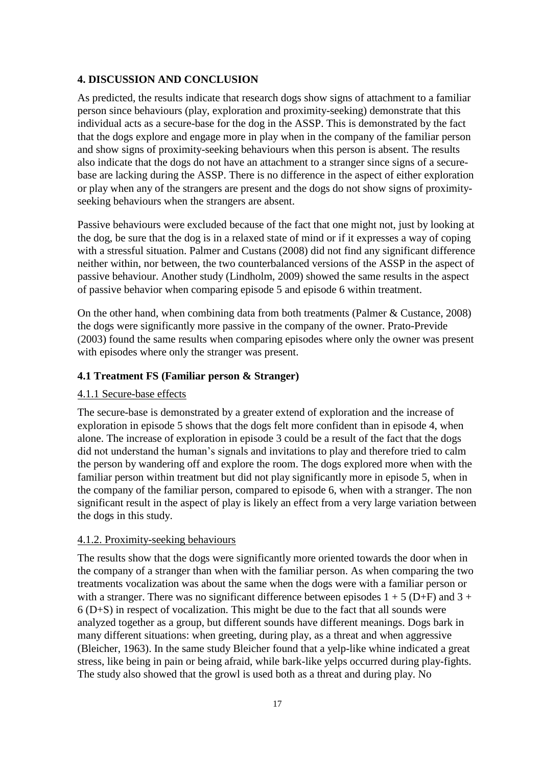## 4. DISCUSSION AND CONCLUSION

As predicted, the results indicate that research dogs show signs of attachment to a familiar person since behaviours (play, exploration and proximity-seeking) demonstrate that this individual acts as a secure-base for the dog in the ASSP. This is demonstrated by the fact that the dogs explore and engage more in play when in the company of the familiar person and show signs of proximity-seeking behaviours when this person is absent. The results also indicate that the dogs do not have an attachment to a stranger since signs of a secure-base are lacking during the ASSP. There is no difference in the aspect of either exploration or play when any of the strangers are present and the dogs do not show signs of proximity-seeking behaviours when the strangers are absent.

Passive behaviours were excluded because of the fact that one might not, just by looking at the dog, be sure that the dog is in a relaxed state of mind or if it expresses a way of coping with a stressful situation. Palmer and Custans (2008) did not find any significant difference neither within, nor between, the two counterbalanced versions of the ASSP in the aspect of passive behaviour. Another study (Lindholm, 2009) showed the same results in the aspect of passive behavior when comparing episode 5 and episode 6 within treatment.

On the other hand, when combining data from both treatments (Palmer & Custance, 2008) the dogs were significantly more passive in the company of the owner. Prato-Previde (2003) found the same results when comparing episodes where only the owner was present with episodes where only the stranger was present.

### 4.1 Treatment FS (Familiar person & Stranger)

#### 4.1.1 Secure-base effects

The secure-base is demonstrated by a greater extend of exploration and the increase of exploration in episode 5 shows that the dogs felt more confident than in episode 4, when alone. The increase of exploration in episode 3 could be a result of the fact that the dogs did not understand the human's signals and invitations to play and therefore tried to calm the person by wandering off and explore the room. The dogs explored more when with the familiar person within treatment but did not play significantly more in episode 5, when in the company of the familiar person, compared to episode 6, when with a stranger. The non significant result in the aspect of play is likely an effect from a very large variation between the dogs in this study.

#### 4.1.2. Proximity-seeking behaviours

The results show that the dogs were significantly more oriented towards the door when in the company of a stranger than when with the familiar person. As when comparing the two treatments vocalization was about the same when the dogs were with a familiar person or with a stranger. There was no significant difference between episodes 1 + 5 (D+F) and 3 + 6 (D+S) in respect of vocalization. This might be due to the fact that all sounds were analyzed together as a group, but different sounds have different meanings. Dogs bark in many different situations: when greeting, during play, as a threat and when aggressive (Bleicher, 1963). In the same study Bleicher found that a yelp-like whine indicated a great stress, like being in pain or being afraid, while bark-like yelps occurred during play-fights. The study also showed that the growl is used both as a threat and during play. No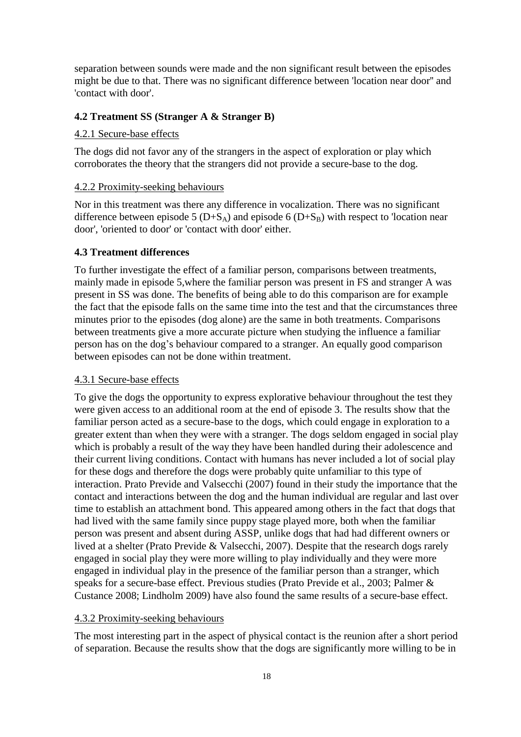separation between sounds were made and the non significant result between the episodes might be due to that. There was no significant difference between 'location near door'' and 'contact with door'.

### 4.2 Treatment SS (Stranger A & Stranger B)

#### 4.2.1 Secure-base effects

The dogs did not favor any of the strangers in the aspect of exploration or play which corroborates the theory that the strangers did not provide a secure-base to the dog.

#### 4.2.2 Proximity-seeking behaviours

Nor in this treatment was there any difference in vocalization. There was no significant difference between episode 5 ($D+S_A$) and episode 6 ($D+S_B$) with respect to 'location near door', 'oriented to door' or 'contact with door' either.

### 4.3 Treatment differences

To further investigate the effect of a familiar person, comparisons between treatments, mainly made in episode 5,where the familiar person was present in FS and stranger A was present in SS was done. The benefits of being able to do this comparison are for example the fact that the episode falls on the same time into the test and that the circumstances three minutes prior to the episodes (dog alone) are the same in both treatments. Comparisons between treatments give a more accurate picture when studying the influence a familiar person has on the dog's behaviour compared to a stranger. An equally good comparison between episodes can not be done within treatment.

#### 4.3.1 Secure-base effects

To give the dogs the opportunity to express explorative behaviour throughout the test they were given access to an additional room at the end of episode 3. The results show that the familiar person acted as a secure-base to the dogs, which could engage in exploration to a greater extent than when they were with a stranger. The dogs seldom engaged in social play which is probably a result of the way they have been handled during their adolescence and their current living conditions. Contact with humans has never included a lot of social play for these dogs and therefore the dogs were probably quite unfamiliar to this type of interaction. Prato Previde and Valsecchi (2007) found in their study the importance that the contact and interactions between the dog and the human individual are regular and last over time to establish an attachment bond. This appeared among others in the fact that dogs that had lived with the same family since puppy stage played more, both when the familiar person was present and absent during ASSP, unlike dogs that had had different owners or lived at a shelter (Prato Previde & Valsecchi, 2007). Despite that the research dogs rarely engaged in social play they were more willing to play individually and they were more engaged in individual play in the presence of the familiar person than a stranger, which speaks for a secure-base effect. Previous studies (Prato Previde et al., 2003; Palmer & Custance 2008; Lindholm 2009) have also found the same results of a secure-base effect.

#### 4.3.2 Proximity-seeking behaviours

The most interesting part in the aspect of physical contact is the reunion after a short period of separation. Because the results show that the dogs are significantly more willing to be in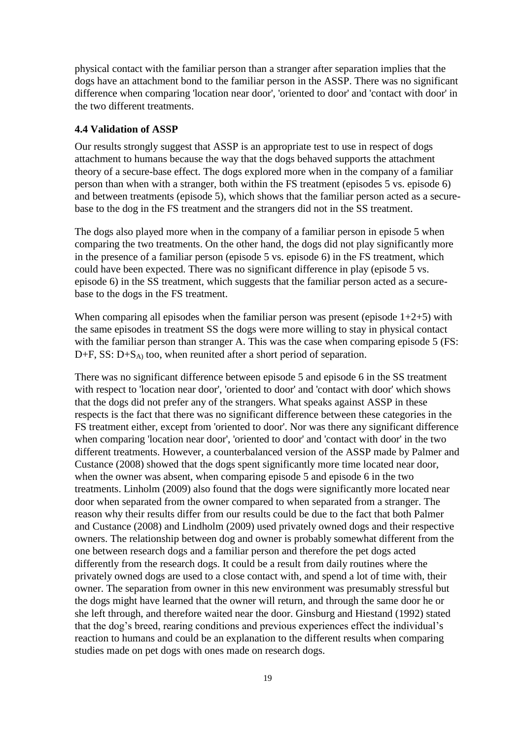physical contact with the familiar person than a stranger after separation implies that the dogs have an attachment bond to the familiar person in the ASSP. There was no significant difference when comparing 'location near door', 'oriented to door' and 'contact with door' in the two different treatments.

### 4.4 Validation of ASSP

Our results strongly suggest that ASSP is an appropriate test to use in respect of dogs attachment to humans because the way that the dogs behaved supports the attachment theory of a secure-base effect. The dogs explored more when in the company of a familiar person than when with a stranger, both within the FS treatment (episodes 5 vs. episode 6) and between treatments (episode 5), which shows that the familiar person acted as a secure-base to the dog in the FS treatment and the strangers did not in the SS treatment.

The dogs also played more when in the company of a familiar person in episode 5 when comparing the two treatments. On the other hand, the dogs did not play significantly more in the presence of a familiar person (episode 5 vs. episode 6) in the FS treatment, which could have been expected. There was no significant difference in play (episode 5 vs. episode 6) in the SS treatment, which suggests that the familiar person acted as a secure-base to the dogs in the FS treatment.

When comparing all episodes when the familiar person was present (episode 1+2+5) with the same episodes in treatment SS the dogs were more willing to stay in physical contact with the familiar person than stranger A. This was the case when comparing episode 5 (FS: D+F, SS: $D+S_{A)}$ too, when reunited after a short period of separation.

There was no significant difference between episode 5 and episode 6 in the SS treatment with respect to 'location near door', 'oriented to door' and 'contact with door' which shows that the dogs did not prefer any of the strangers. What speaks against ASSP in these respects is the fact that there was no significant difference between these categories in the FS treatment either, except from 'oriented to door'. Nor was there any significant difference when comparing 'location near door', 'oriented to door' and 'contact with door' in the two different treatments. However, a counterbalanced version of the ASSP made by Palmer and Custance (2008) showed that the dogs spent significantly more time located near door, when the owner was absent, when comparing episode 5 and episode 6 in the two treatments. Linholm (2009) also found that the dogs were significantly more located near door when separated from the owner compared to when separated from a stranger. The reason why their results differ from our results could be due to the fact that both Palmer and Custance (2008) and Lindholm (2009) used privately owned dogs and their respective owners. The relationship between dog and owner is probably somewhat different from the one between research dogs and a familiar person and therefore the pet dogs acted differently from the research dogs. It could be a result from daily routines where the privately owned dogs are used to a close contact with, and spend a lot of time with, their owner. The separation from owner in this new environment was presumably stressful but the dogs might have learned that the owner will return, and through the same door he or she left through, and therefore waited near the door. Ginsburg and Hiestand (1992) stated that the dog's breed, rearing conditions and previous experiences effect the individual's reaction to humans and could be an explanation to the different results when comparing studies made on pet dogs with ones made on research dogs.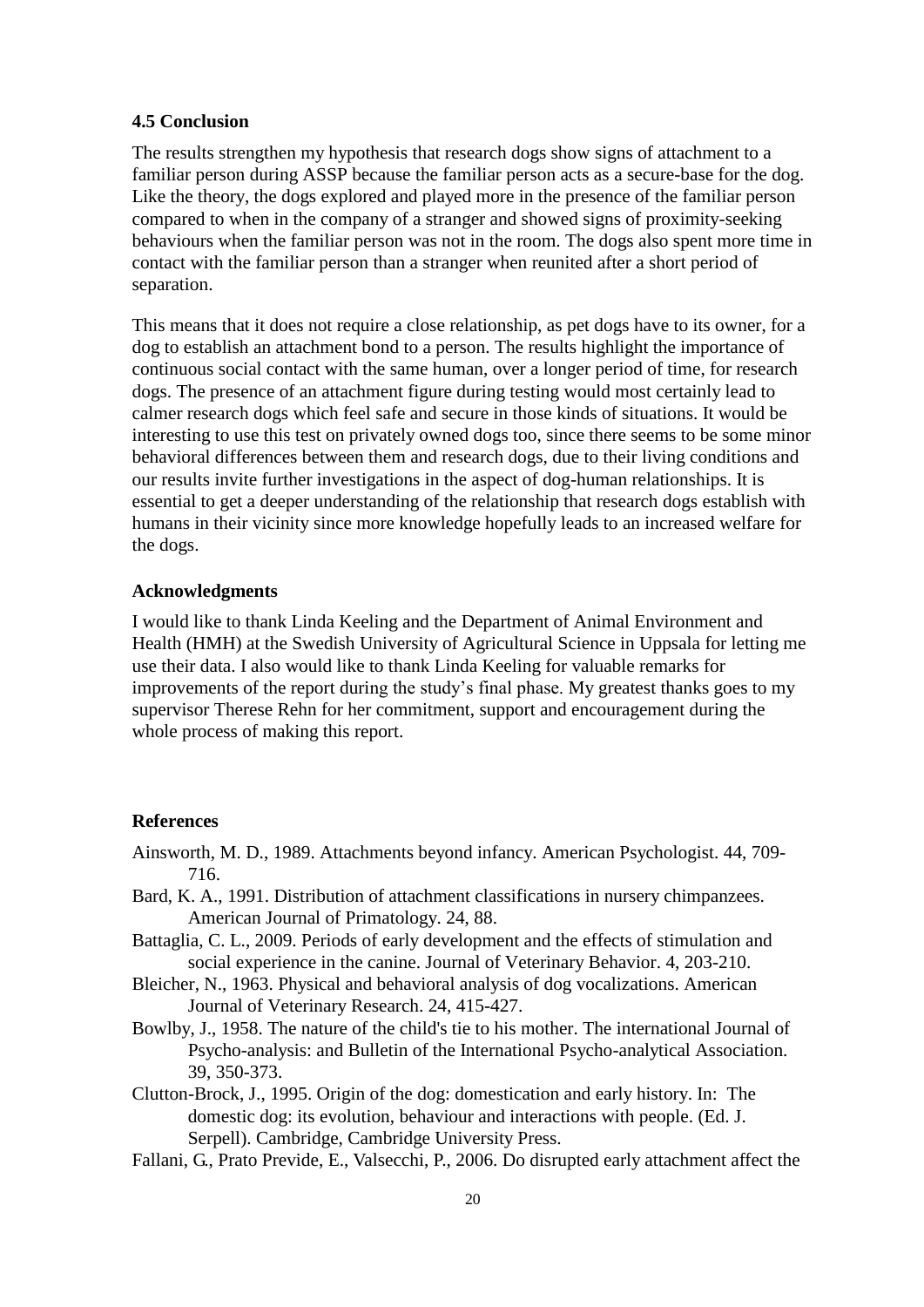### 4.5 Conclusion

The results strengthen my hypothesis that research dogs show signs of attachment to a familiar person during ASSP because the familiar person acts as a secure-base for the dog. Like the theory, the dogs explored and played more in the presence of the familiar person compared to when in the company of a stranger and showed signs of proximity-seeking behaviours when the familiar person was not in the room. The dogs also spent more time in contact with the familiar person than a stranger when reunited after a short period of separation.

This means that it does not require a close relationship, as pet dogs have to its owner, for a dog to establish an attachment bond to a person. The results highlight the importance of continuous social contact with the same human, over a longer period of time, for research dogs. The presence of an attachment figure during testing would most certainly lead to calmer research dogs which feel safe and secure in those kinds of situations. It would be interesting to use this test on privately owned dogs too, since there seems to be some minor behavioral differences between them and research dogs, due to their living conditions and our results invite further investigations in the aspect of dog-human relationships. It is essential to get a deeper understanding of the relationship that research dogs establish with humans in their vicinity since more knowledge hopefully leads to an increased welfare for the dogs.

### Acknowledgments

I would like to thank Linda Keeling and the Department of Animal Environment and Health (HMH) at the Swedish University of Agricultural Science in Uppsala for letting me use their data. I also would like to thank Linda Keeling for valuable remarks for improvements of the report during the study's final phase. My greatest thanks goes to my supervisor Therese Rehn for her commitment, support and encouragement during the whole process of making this report.

### References

Ainsworth, M. D., 1989. Attachments beyond infancy. American Psychologist. 44, 709-716.

Bard, K. A., 1991. Distribution of attachment classifications in nursery chimpanzees. American Journal of Primatology. 24, 88.

Battaglia, C. L., 2009. Periods of early development and the effects of stimulation and social experience in the canine. Journal of Veterinary Behavior. 4, 203-210.

Bleicher, N., 1963. Physical and behavioral analysis of dog vocalizations. American Journal of Veterinary Research. 24, 415-427.

Bowlby, J., 1958. The nature of the child's tie to his mother. The international Journal of Psycho-analysis: and Bulletin of the International Psycho-analytical Association. 39, 350-373.

Clutton-Brock, J., 1995. Origin of the dog: domestication and early history. In: The domestic dog: its evolution, behaviour and interactions with people. (Ed. J. Serpell). Cambridge, Cambridge University Press.

Fallani, G., Prato Previde, E., Valsecchi, P., 2006. Do disrupted early attachment affect the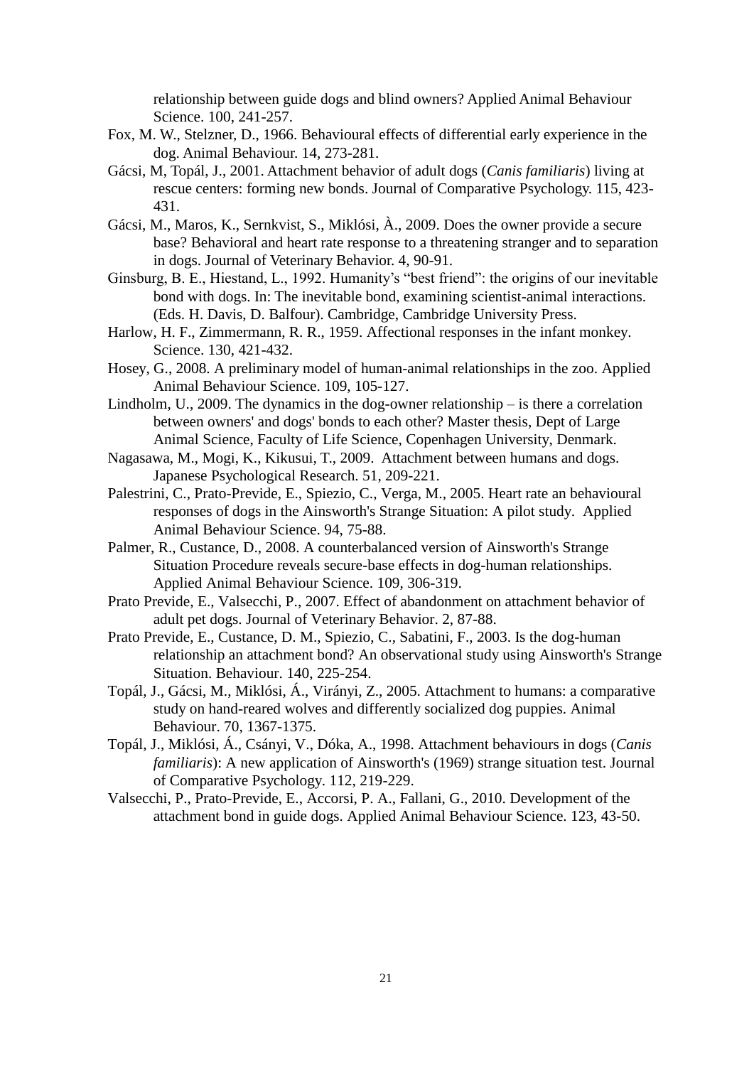relationship between guide dogs and blind owners? Applied Animal Behaviour Science. 100, 241-257.

Fox, M. W., Stelzner, D., 1966. Behavioural effects of differential early experience in the dog. Animal Behaviour. 14, 273-281.

Gácsi, M, Topál, J., 2001. Attachment behavior of adult dogs (*Canis familiaris*) living at rescue centers: forming new bonds. Journal of Comparative Psychology. 115, 423-431.

Gácsi, M., Maros, K., Sernkvist, S., Miklósi, À., 2009. Does the owner provide a secure base? Behavioral and heart rate response to a threatening stranger and to separation in dogs. Journal of Veterinary Behavior. 4, 90-91.

Ginsburg, B. E., Hiestand, L., 1992. Humanity's "best friend": the origins of our inevitable bond with dogs. In: The inevitable bond, examining scientist-animal interactions. (Eds. H. Davis, D. Balfour). Cambridge, Cambridge University Press.

Harlow, H. F., Zimmermann, R. R., 1959. Affectional responses in the infant monkey. Science. 130, 421-432.

Hosey, G., 2008. A preliminary model of human-animal relationships in the zoo. Applied Animal Behaviour Science. 109, 105-127.

Lindholm, U., 2009. The dynamics in the dog-owner relationship – is there a correlation between owners' and dogs' bonds to each other? Master thesis, Dept of Large Animal Science, Faculty of Life Science, Copenhagen University, Denmark.

Nagasawa, M., Mogi, K., Kikusui, T., 2009. Attachment between humans and dogs. Japanese Psychological Research. 51, 209-221.

Palestrini, C., Prato-Previde, E., Spiezio, C., Verga, M., 2005. Heart rate an behavioural responses of dogs in the Ainsworth's Strange Situation: A pilot study. Applied Animal Behaviour Science. 94, 75-88.

Palmer, R., Custance, D., 2008. A counterbalanced version of Ainsworth's Strange Situation Procedure reveals secure-base effects in dog-human relationships. Applied Animal Behaviour Science. 109, 306-319.

Prato Previde, E., Valsecchi, P., 2007. Effect of abandonment on attachment behavior of adult pet dogs. Journal of Veterinary Behavior. 2, 87-88.

Prato Previde, E., Custance, D. M., Spiezio, C., Sabatini, F., 2003. Is the dog-human relationship an attachment bond? An observational study using Ainsworth's Strange Situation. Behaviour. 140, 225-254.

Topál, J., Gácsi, M., Miklósi, Á., Virányi, Z., 2005. Attachment to humans: a comparative study on hand-reared wolves and differently socialized dog puppies. Animal Behaviour. 70, 1367-1375.

Topál, J., Miklósi, Á., Csányi, V., Dóka, A., 1998. Attachment behaviours in dogs (*Canis familiaris*): A new application of Ainsworth's (1969) strange situation test. Journal of Comparative Psychology. 112, 219-229.

Valsecchi, P., Prato-Previde, E., Accorsi, P. A., Fallani, G., 2010. Development of the attachment bond in guide dogs. Applied Animal Behaviour Science. 123, 43-50.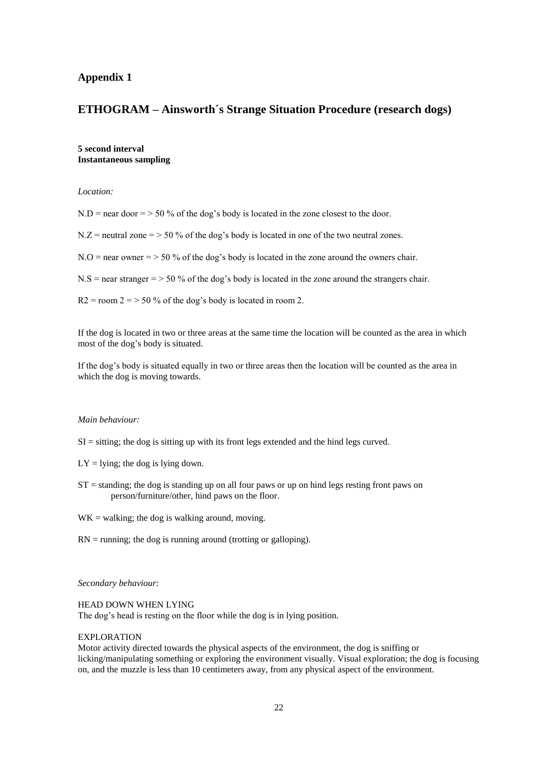## Appendix 1

## ETHOGRAM – Ainsworth´s Strange Situation Procedure (research dogs)

**5 second interval**
**Instantaneous sampling**

*Location:*

N.D = near door = > 50 % of the dog's body is located in the zone closest to the door.

N.Z = neutral zone = > 50 % of the dog's body is located in one of the two neutral zones.

N.O = near owner = > 50 % of the dog's body is located in the zone around the owners chair.

N.S = near stranger = > 50 % of the dog's body is located in the zone around the strangers chair.

R2 = room 2 = > 50 % of the dog's body is located in room 2.

If the dog is located in two or three areas at the same time the location will be counted as the area in which most of the dog's body is situated.

If the dog's body is situated equally in two or three areas then the location will be counted as the area in which the dog is moving towards.

*Main behaviour:*

SI = sitting; the dog is sitting up with its front legs extended and the hind legs curved.

LY = lying; the dog is lying down.

ST = standing; the dog is standing up on all four paws or up on hind legs resting front paws on person/furniture/other, hind paws on the floor.

WK = walking; the dog is walking around, moving.

RN = running; the dog is running around (trotting or galloping).

*Secondary behaviour:*

HEAD DOWN WHEN LYING
The dog's head is resting on the floor while the dog is in lying position.

EXPLORATION
Motor activity directed towards the physical aspects of the environment, the dog is sniffing or licking/manipulating something or exploring the environment visually. Visual exploration; the dog is focusing on, and the muzzle is less than 10 centimeters away, from any physical aspect of the environment.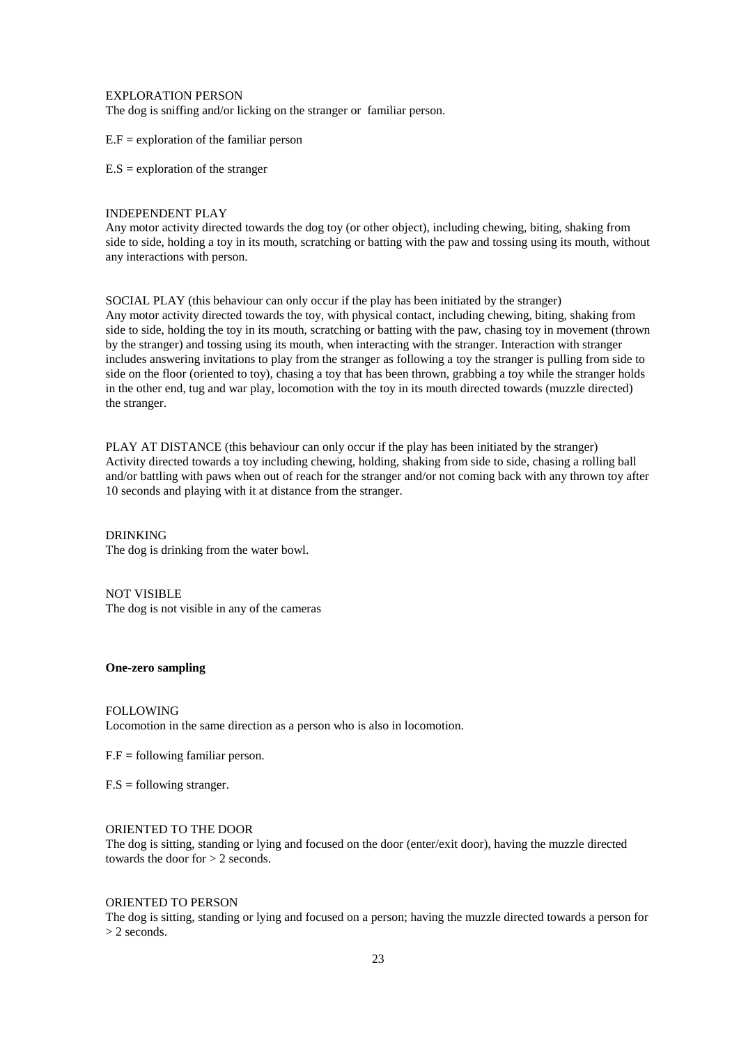EXPLORATION PERSON
The dog is sniffing and/or licking on the stranger or familiar person.

E.F = exploration of the familiar person

E.S = exploration of the stranger

INDEPENDENT PLAY
Any motor activity directed towards the dog toy (or other object), including chewing, biting, shaking from side to side, holding a toy in its mouth, scratching or batting with the paw and tossing using its mouth, without any interactions with person.

SOCIAL PLAY (this behaviour can only occur if the play has been initiated by the stranger)
Any motor activity directed towards the toy, with physical contact, including chewing, biting, shaking from side to side, holding the toy in its mouth, scratching or batting with the paw, chasing toy in movement (thrown by the stranger) and tossing using its mouth, when interacting with the stranger. Interaction with stranger includes answering invitations to play from the stranger as following a toy the stranger is pulling from side to side on the floor (oriented to toy), chasing a toy that has been thrown, grabbing a toy while the stranger holds in the other end, tug and war play, locomotion with the toy in its mouth directed towards (muzzle directed) the stranger.

PLAY AT DISTANCE (this behaviour can only occur if the play has been initiated by the stranger)
Activity directed towards a toy including chewing, holding, shaking from side to side, chasing a rolling ball and/or battling with paws when out of reach for the stranger and/or not coming back with any thrown toy after 10 seconds and playing with it at distance from the stranger.

DRINKING
The dog is drinking from the water bowl.

NOT VISIBLE
The dog is not visible in any of the cameras

**One-zero sampling**

FOLLOWING
Locomotion in the same direction as a person who is also in locomotion.

F.F = following familiar person.

F.S = following stranger.

ORIENTED TO THE DOOR
The dog is sitting, standing or lying and focused on the door (enter/exit door), having the muzzle directed towards the door for > 2 seconds.

ORIENTED TO PERSON
The dog is sitting, standing or lying and focused on a person; having the muzzle directed towards a person for > 2 seconds.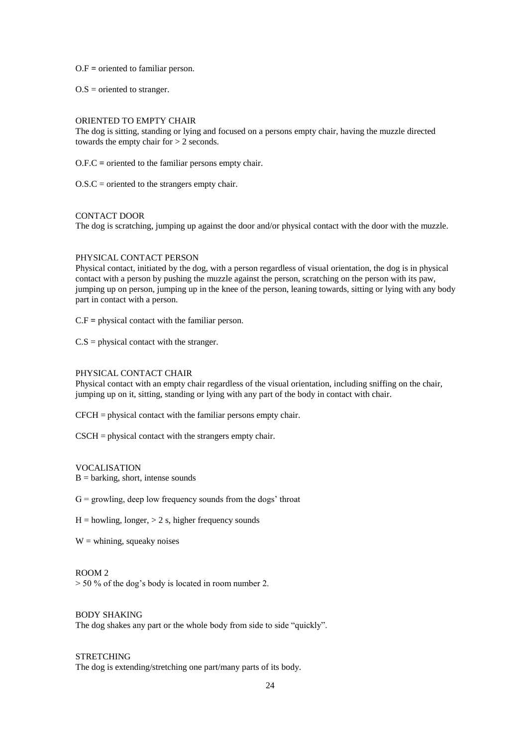O.F = oriented to familiar person.

O.S = oriented to stranger.

ORIENTED TO EMPTY CHAIR

The dog is sitting, standing or lying and focused on a persons empty chair, having the muzzle directed towards the empty chair for > 2 seconds.

O.F.C = oriented to the familiar persons empty chair.

O.S.C = oriented to the strangers empty chair.

CONTACT DOOR

The dog is scratching, jumping up against the door and/or physical contact with the door with the muzzle.

PHYSICAL CONTACT PERSON

Physical contact, initiated by the dog, with a person regardless of visual orientation, the dog is in physical contact with a person by pushing the muzzle against the person, scratching on the person with its paw, jumping up on person, jumping up in the knee of the person, leaning towards, sitting or lying with any body part in contact with a person.

C.F = physical contact with the familiar person.

C.S = physical contact with the stranger.

PHYSICAL CONTACT CHAIR

Physical contact with an empty chair regardless of the visual orientation, including sniffing on the chair, jumping up on it, sitting, standing or lying with any part of the body in contact with chair.

CFCH = physical contact with the familiar persons empty chair.

CSCH = physical contact with the strangers empty chair.

VOCALISATION

B = barking, short, intense sounds

G = growling, deep low frequency sounds from the dogs' throat

H = howling, longer, > 2 s, higher frequency sounds

W = whining, squeaky noises

ROOM 2

> 50 % of the dog's body is located in room number 2.

BODY SHAKING

The dog shakes any part or the whole body from side to side "quickly".

STRETCHING

The dog is extending/stretching one part/many parts of its body.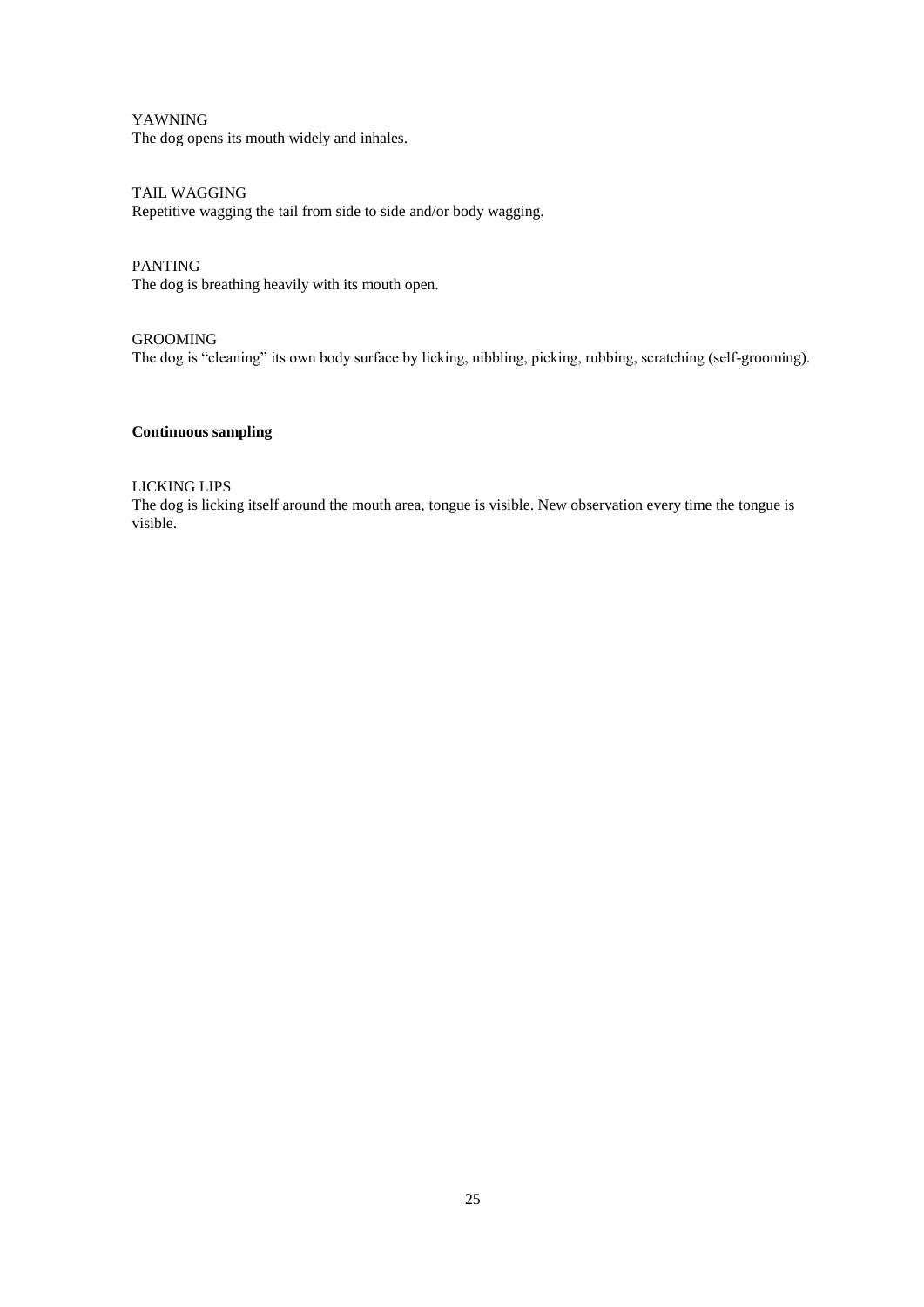YAWNING
The dog opens its mouth widely and inhales.

TAIL WAGGING
Repetitive wagging the tail from side to side and/or body wagging.

PANTING
The dog is breathing heavily with its mouth open.

GROOMING
The dog is "cleaning" its own body surface by licking, nibbling, picking, rubbing, scratching (self-grooming).

**Continuous sampling**

LICKING LIPS
The dog is licking itself around the mouth area, tongue is visible. New observation every time the tongue is visible.